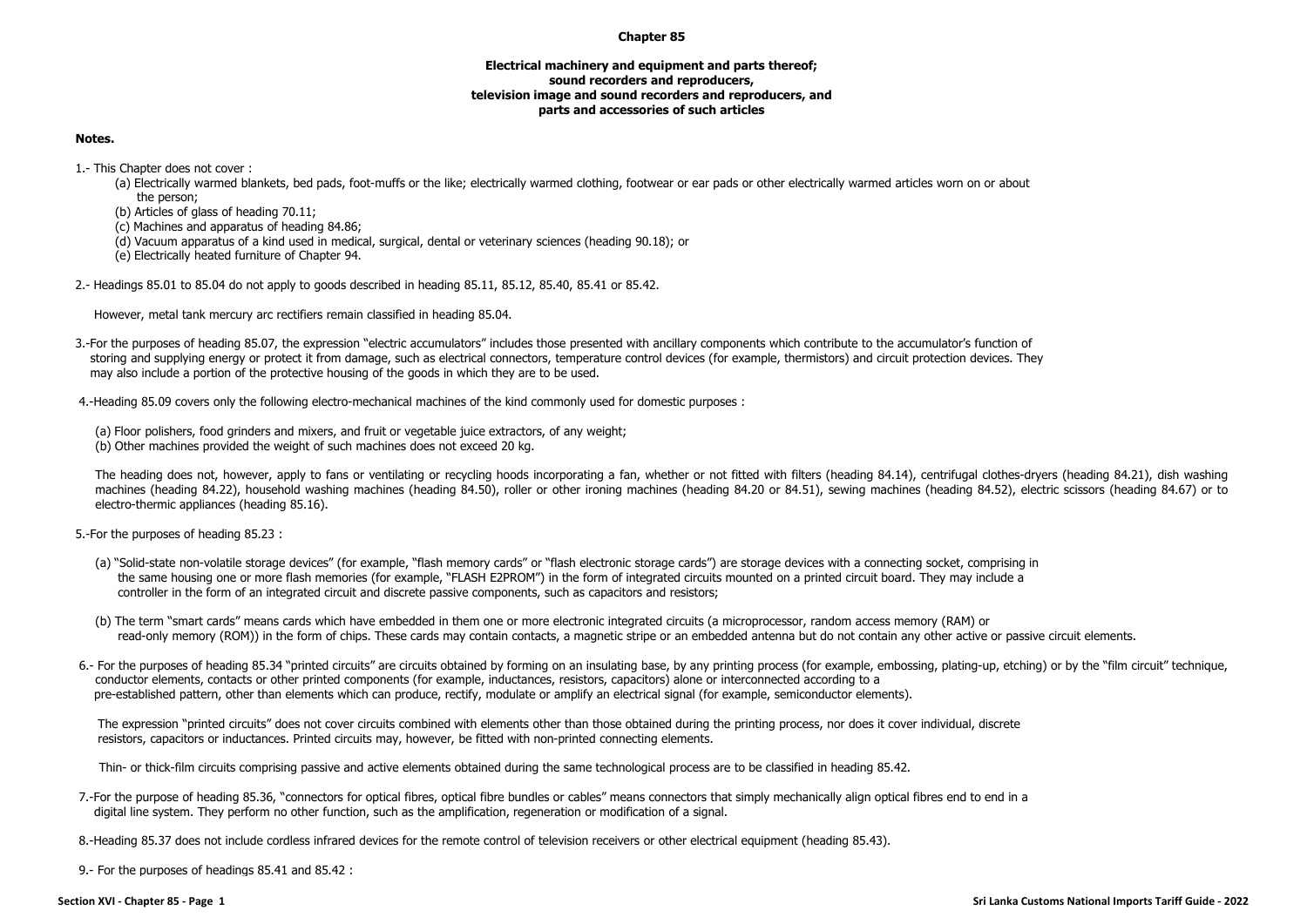# Chapter 85

## Electrical machinery and equipment and parts thereof; sound recorders and reproducers, television image and sound recorders and reproducers, and parts and accessories of such articles

**Notes.**

1.- This Chapter does not cover :

(a) Electrically warmed blankets, bed pads, foot-muffs or the like; electrically warmed clothing, footwear or ear pads or other electrically warmed articles worn on or about the person;

(b) Articles of glass of heading 70.11;

(c) Machines and apparatus of heading 84.86;

(d) Vacuum apparatus of a kind used in medical, surgical, dental or veterinary sciences (heading 90.18); or

(e) Electrically heated furniture of Chapter 94.

2.- Headings 85.01 to 85.04 do not apply to goods described in heading 85.11, 85.12, 85.40, 85.41 or 85.42.

However, metal tank mercury arc rectifiers remain classified in heading 85.04.

3.-For the purposes of heading 85.07, the expression "electric accumulators" includes those presented with ancillary components which contribute to the accumulator's function of storing and supplying energy or protect it from damage, such as electrical connectors, temperature control devices (for example, thermistors) and circuit protection devices. They may also include a portion of the protective housing of the goods in which they are to be used.

4.-Heading 85.09 covers only the following electro-mechanical machines of the kind commonly used for domestic purposes :

(a) Floor polishers, food grinders and mixers, and fruit or vegetable juice extractors, of any weight;

(b) Other machines provided the weight of such machines does not exceed 20 kg.

The heading does not, however, apply to fans or ventilating or recycling hoods incorporating a fan, whether or not fitted with filters (heading 84.14), centrifugal clothes-dryers (heading 84.21), dish washing machines (heading 84.22), household washing machines (heading 84.50), roller or other ironing machines (heading 84.20 or 84.51), sewing machines (heading 84.52), electric scissors (heading 84.67) or to electro-thermic appliances (heading 85.16).

5.-For the purposes of heading 85.23 :

(a) "Solid-state non-volatile storage devices" (for example, "flash memory cards" or "flash electronic storage cards") are storage devices with a connecting socket, comprising in the same housing one or more flash memories (for example, "FLASH E2PROM") in the form of integrated circuits mounted on a printed circuit board. They may include a controller in the form of an integrated circuit and discrete passive components, such as capacitors and resistors;

(b) The term "smart cards" means cards which have embedded in them one or more electronic integrated circuits (a microprocessor, random access memory (RAM) or read-only memory (ROM)) in the form of chips. These cards may contain contacts, a magnetic stripe or an embedded antenna but do not contain any other active or passive circuit elements.

6.- For the purposes of heading 85.34 "printed circuits" are circuits obtained by forming on an insulating base, by any printing process (for example, embossing, plating-up, etching) or by the "film circuit" technique, conductor elements, contacts or other printed components (for example, inductances, resistors, capacitors) alone or interconnected according to a pre-established pattern, other than elements which can produce, rectify, modulate or amplify an electrical signal (for example, semiconductor elements).

The expression "printed circuits" does not cover circuits combined with elements other than those obtained during the printing process, nor does it cover individual, discrete resistors, capacitors or inductances. Printed circuits may, however, be fitted with non-printed connecting elements.

Thin- or thick-film circuits comprising passive and active elements obtained during the same technological process are to be classified in heading 85.42.

7.-For the purpose of heading 85.36, "connectors for optical fibres, optical fibre bundles or cables" means connectors that simply mechanically align optical fibres end to end in a digital line system. They perform no other function, such as the amplification, regeneration or modification of a signal.

8.-Heading 85.37 does not include cordless infrared devices for the remote control of television receivers or other electrical equipment (heading 85.43).

9.- For the purposes of headings 85.41 and 85.42 :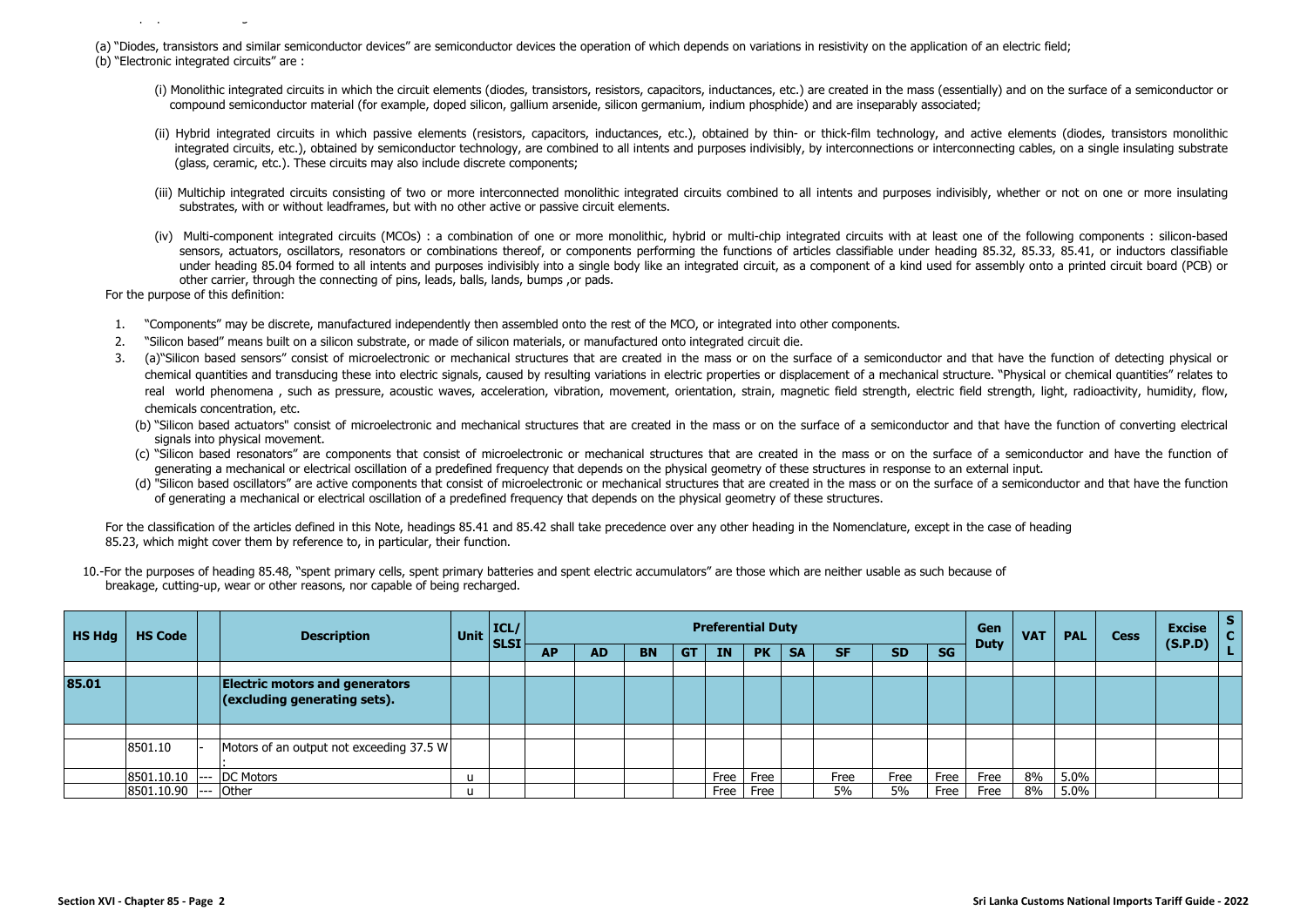(a) "Diodes, transistors and similar semiconductor devices" are semiconductor devices the operation of which depends on variations in resistivity on the application of an electric field;

(b) "Electronic integrated circuits" are :

(i) Monolithic integrated circuits in which the circuit elements (diodes, transistors, resistors, capacitors, inductances, etc.) are created in the mass (essentially) and on the surface of a semiconductor or compound semiconductor material (for example, doped silicon, gallium arsenide, silicon germanium, indium phosphide) and are inseparably associated;

(ii) Hybrid integrated circuits in which passive elements (resistors, capacitors, inductances, etc.), obtained by thin- or thick-film technology, and active elements (diodes, transistors monolithic integrated circuits, etc.), obtained by semiconductor technology, are combined to all intents and purposes indivisibly, by interconnections or interconnecting cables, on a single insulating substrate (glass, ceramic, etc.). These circuits may also include discrete components;

(iii) Multichip integrated circuits consisting of two or more interconnected monolithic integrated circuits combined to all intents and purposes indivisibly, whether or not on one or more insulating substrates, with or without leadframes, but with no other active or passive circuit elements.

(iv) Multi-component integrated circuits (MCOs) : a combination of one or more monolithic, hybrid or multi-chip integrated circuits with at least one of the following components : silicon-based sensors, actuators, oscillators, resonators or combinations thereof, or components performing the functions of articles classifiable under heading 85.32, 85.33, 85.41, or inductors classifiable under heading 85.04 formed to all intents and purposes indivisibly into a single body like an integrated circuit, as a component of a kind used for assembly onto a printed circuit board (PCB) or other carrier, through the connecting of pins, leads, balls, lands, bumps ,or pads.

For the purpose of this definition:

1. "Components" may be discrete, manufactured independently then assembled onto the rest of the MCO, or integrated into other components.
2. "Silicon based" means built on a silicon substrate, or made of silicon materials, or manufactured onto integrated circuit die.
3. (a)"Silicon based sensors" consist of microelectronic or mechanical structures that are created in the mass or on the surface of a semiconductor and that have the function of detecting physical or chemical quantities and transducing these into electric signals, caused by resulting variations in electric properties or displacement of a mechanical structure. "Physical or chemical quantities" relates to real world phenomena , such as pressure, acoustic waves, acceleration, vibration, movement, orientation, strain, magnetic field strength, electric field strength, light, radioactivity, humidity, flow, chemicals concentration, etc.

   (b) "Silicon based actuators" consist of microelectronic and mechanical structures that are created in the mass or on the surface of a semiconductor and that have the function of converting electrical signals into physical movement.

   (c) "Silicon based resonators" are components that consist of microelectronic or mechanical structures that are created in the mass or on the surface of a semiconductor and have the function of generating a mechanical or electrical oscillation of a predefined frequency that depends on the physical geometry of these structures in response to an external input.

   (d) "Silicon based oscillators" are active components that consist of microelectronic or mechanical structures that are created in the mass or on the surface of a semiconductor and that have the function of generating a mechanical or electrical oscillation of a predefined frequency that depends on the physical geometry of these structures.

For the classification of the articles defined in this Note, headings 85.41 and 85.42 shall take precedence over any other heading in the Nomenclature, except in the case of heading 85.23, which might cover them by reference to, in particular, their function.

10.-For the purposes of heading 85.48, "spent primary cells, spent primary batteries and spent electric accumulators" are those which are neither usable as such because of breakage, cutting-up, wear or other reasons, nor capable of being recharged.

| HS Hdg | HS Code | | Description | Unit | ICL/ SLSI | Preferential Duty | | | | | | | | | | Gen Duty | VAT | PAL | Cess | Excise (S.P.D) | S C L |
|---|---|---|---|---|---|---|---|---|---|---|---|---|---|---|---|---|---|---|---|---|---|
| | | | | | | AP | AD | BN | GT | IN | PK | SA | SF | SD | SG | | | | | | |
| | | | | | | | | | | | | | | | | | | | | | |
| **85.01** | | | **Electric motors and generators (excluding generating sets).** | | | | | | | | | | | | | | | | | | |
| | | | | | | | | | | | | | | | | | | | | | |
| | 8501.10 | - | Motors of an output not exceeding 37.5 W : | | | | | | | | | | | | | | | | | | |
| | 8501.10.10 | --- | DC Motors | u | | | | | | Free | Free | | Free | Free | Free | Free | 8% | 5.0% | | | |
| | 8501.10.90 | --- | Other | u | | | | | | Free | Free | | 5% | 5% | Free | Free | 8% | 5.0% | | | |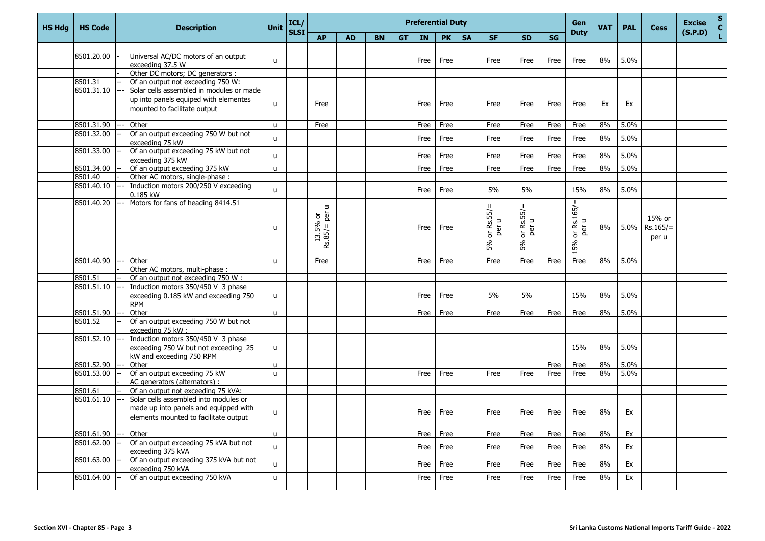| HS Hdg | HS Code | | Description | Unit | ICL/ SLSI | Preferential Duty | | | | | | | | | | Gen Duty | VAT | PAL | Cess | Excise (S.P.D) | S C L |
|---|---|---|---|---|---|---|---|---|---|---|---|---|---|---|---|---|---|---|---|---|---|
| | | | | | | AP | AD | BN | GT | IN | PK | SA | SF | SD | SG | | | | | | |
| | 8501.20.00 | - | Universal AC/DC motors of an output exceeding 37.5 W | u | | | | | | Free | Free | | Free | Free | Free | Free | 8% | 5.0% | | | |
| | | - | Other DC motors; DC generators : | | | | | | | | | | | | | | | | | | |
| | 8501.31 | -- | Of an output not exceeding 750 W: | | | | | | | | | | | | | | | | | | |
| | 8501.31.10 | --- | Solar cells assembled in modules or made up into panels equiped with elementes mounted to facilitate output | u | | Free | | | | Free | Free | | Free | Free | Free | Free | Ex | Ex | | | |
| | 8501.31.90 | --- | Other | u | | Free | | | | Free | Free | | Free | Free | Free | Free | 8% | 5.0% | | | |
| | 8501.32.00 | -- | Of an output exceeding 750 W but not exceeding 75 kW | u | | | | | | Free | Free | | Free | Free | Free | Free | 8% | 5.0% | | | |
| | 8501.33.00 | -- | Of an output exceeding 75 kW but not exceeding 375 kW | u | | | | | | Free | Free | | Free | Free | Free | Free | 8% | 5.0% | | | |
| | 8501.34.00 | -- | Of an output exceeding 375 kW | u | | | | | | Free | Free | | Free | Free | Free | Free | 8% | 5.0% | | | |
| | 8501.40 | - | Other AC motors, single-phase : | | | | | | | | | | | | | | | | | | |
| | 8501.40.10 | --- | Induction motors 200/250 V exceeding 0.185 kW | u | | | | | | Free | Free | | 5% | 5% | | 15% | 8% | 5.0% | | | |
| | 8501.40.20 | --- | Motors for fans of heading 8414.51 | u | | 13.5% or Rs.85/= per u | | | | Free | Free | | 5% or Rs.55/= per u | 5% or Rs.55/= per u | | 15% or Rs.165/= per u | 8% | 5.0% | 15% or Rs.165/= per u | | |
| | 8501.40.90 | --- | Other | u | | Free | | | | Free | Free | | Free | Free | Free | Free | 8% | 5.0% | | | |
| | | - | Other AC motors, multi-phase : | | | | | | | | | | | | | | | | | | |
| | 8501.51 | -- | Of an output not exceeding 750 W : | | | | | | | | | | | | | | | | | | |
| | 8501.51.10 | --- | Induction motors 350/450 V 3 phase exceeding 0.185 kW and exceeding 750 RPM | u | | | | | | Free | Free | | 5% | 5% | | 15% | 8% | 5.0% | | | |
| | 8501.51.90 | --- | Other | u | | | | | | Free | Free | | Free | Free | Free | Free | 8% | 5.0% | | | |
| | 8501.52 | -- | Of an output exceeding 750 W but not exceeding 75 kW : | | | | | | | | | | | | | | | | | | |
| | 8501.52.10 | --- | Induction motors 350/450 V 3 phase exceeding 750 W but not exceeding 25 kW and exceeding 750 RPM | u | | | | | | | | | | | | 15% | 8% | 5.0% | | | |
| | 8501.52.90 | --- | Other | u | | | | | | | | | | | Free | Free | 8% | 5.0% | | | |
| | 8501.53.00 | -- | Of an output exceeding 75 kW | u | | | | | | Free | Free | | Free | Free | Free | Free | 8% | 5.0% | | | |
| | | - | AC generators (alternators) : | | | | | | | | | | | | | | | | | | |
| | 8501.61 | -- | Of an output not exceeding 75 kVA: | | | | | | | | | | | | | | | | | | |
| | 8501.61.10 | --- | Solar cells assembled into modules or made up into panels and equipped with elements mounted to facilitate output | u | | | | | | Free | Free | | Free | Free | Free | Free | 8% | Ex | | | |
| | 8501.61.90 | --- | Other | u | | | | | | Free | Free | | Free | Free | Free | Free | 8% | Ex | | | |
| | 8501.62.00 | -- | Of an output exceeding 75 kVA but not exceeding 375 kVA | u | | | | | | Free | Free | | Free | Free | Free | Free | 8% | Ex | | | |
| | 8501.63.00 | -- | Of an output exceeding 375 kVA but not exceeding 750 kVA | u | | | | | | Free | Free | | Free | Free | Free | Free | 8% | Ex | | | |
| | 8501.64.00 | -- | Of an output exceeding 750 kVA | u | | | | | | Free | Free | | Free | Free | Free | Free | 8% | Ex | | | |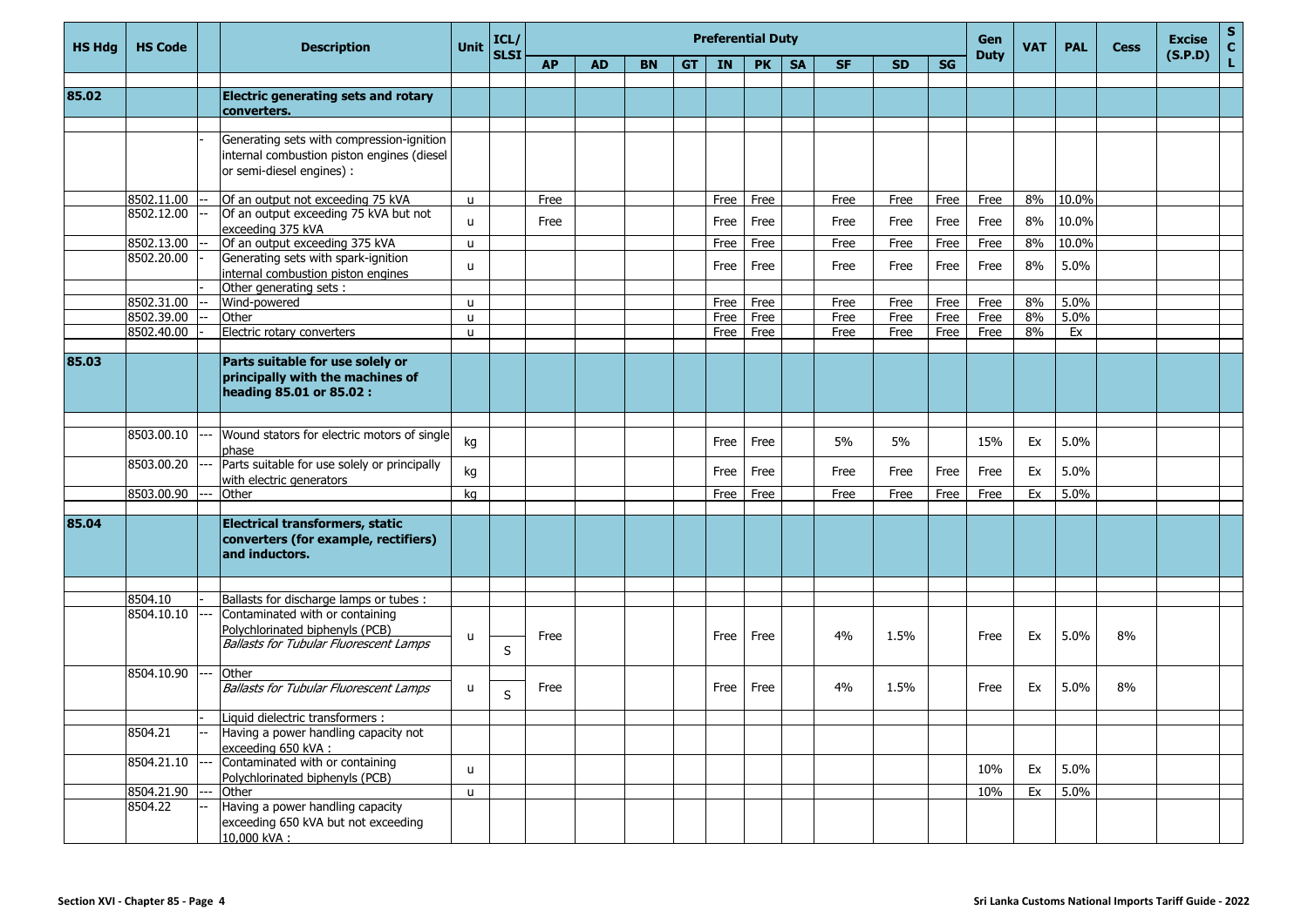| HS Hdg | HS Code | | Description | Unit | ICL/SLSI | Preferential Duty | | | | | | | | | | Gen Duty | VAT | PAL | Cess | Excise (S.P.D) | S C L |
|---|---|---|---|---|---|---|---|---|---|---|---|---|---|---|---|---|---|---|---|---|---|
| | | | | | | AP | AD | BN | GT | IN | PK | SA | SF | SD | SG | | | | | | |
| 85.02 | | | **Electric generating sets and rotary converters.** | | | | | | | | | | | | | | | | | | |
| | | - | Generating sets with compression-ignition internal combustion piston engines (diesel or semi-diesel engines) : | | | | | | | | | | | | | | | | | | |
| | 8502.11.00 | -- | Of an output not exceeding 75 kVA | u | | Free | | | | Free | Free | | Free | Free | Free | Free | 8% | 10.0% | | | |
| | 8502.12.00 | -- | Of an output exceeding 75 kVA but not exceeding 375 kVA | u | | Free | | | | Free | Free | | Free | Free | Free | Free | 8% | 10.0% | | | |
| | 8502.13.00 | -- | Of an output exceeding 375 kVA | u | | Free | | | | Free | Free | | Free | Free | Free | Free | 8% | 10.0% | | | |
| | 8502.20.00 | - | Generating sets with spark-ignition internal combustion piston engines | u | | | | | | Free | Free | | Free | Free | Free | Free | 8% | 5.0% | | | |
| | | - | Other generating sets : | | | | | | | | | | | | | | | | | | |
| | 8502.31.00 | -- | Wind-powered | u | | | | | | Free | Free | | Free | Free | Free | Free | 8% | 5.0% | | | |
| | 8502.39.00 | -- | Other | u | | | | | | Free | Free | | Free | Free | Free | Free | 8% | 5.0% | | | |
| | 8502.40.00 | - | Electric rotary converters | u | | | | | | Free | Free | | Free | Free | Free | Free | 8% | Ex | | | |
| 85.03 | | | **Parts suitable for use solely or principally with the machines of heading 85.01 or 85.02 :** | | | | | | | | | | | | | | | | | | |
| | 8503.00.10 | --- | Wound stators for electric motors of single phase | kg | | | | | | Free | Free | | 5% | 5% | | 15% | Ex | 5.0% | | | |
| | 8503.00.20 | --- | Parts suitable for use solely or principally with electric generators | kg | | | | | | Free | Free | | Free | Free | Free | Free | Ex | 5.0% | | | |
| | 8503.00.90 | --- | Other | kg | | | | | | Free | Free | | Free | Free | Free | Free | Ex | 5.0% | | | |
| 85.04 | | | **Electrical transformers, static converters (for example, rectifiers) and inductors.** | | | | | | | | | | | | | | | | | | |
| | 8504.10 | - | Ballasts for discharge lamps or tubes : | | | | | | | | | | | | | | | | | | |
| | 8504.10.10 | --- | Contaminated with or containing Polychlorinated biphenyls (PCB) *Ballasts for Tubular Fluorescent Lamps* | u | S | Free | | | | Free | Free | | 4% | 1.5% | | Free | Ex | 5.0% | 8% | | |
| | 8504.10.90 | --- | Other *Ballasts for Tubular Fluorescent Lamps* | u | S | Free | | | | Free | Free | | 4% | 1.5% | | Free | Ex | 5.0% | 8% | | |
| | | - | Liquid dielectric transformers : | | | | | | | | | | | | | | | | | | |
| | 8504.21 | -- | Having a power handling capacity not exceeding 650 kVA : | | | | | | | | | | | | | | | | | | |
| | 8504.21.10 | --- | Contaminated with or containing Polychlorinated biphenyls (PCB) | u | | | | | | | | | | | | 10% | Ex | 5.0% | | | |
| | 8504.21.90 | --- | Other | u | | | | | | | | | | | | 10% | Ex | 5.0% | | | |
| | 8504.22 | -- | Having a power handling capacity exceeding 650 kVA but not exceeding 10,000 kVA : | | | | | | | | | | | | | | | | | | |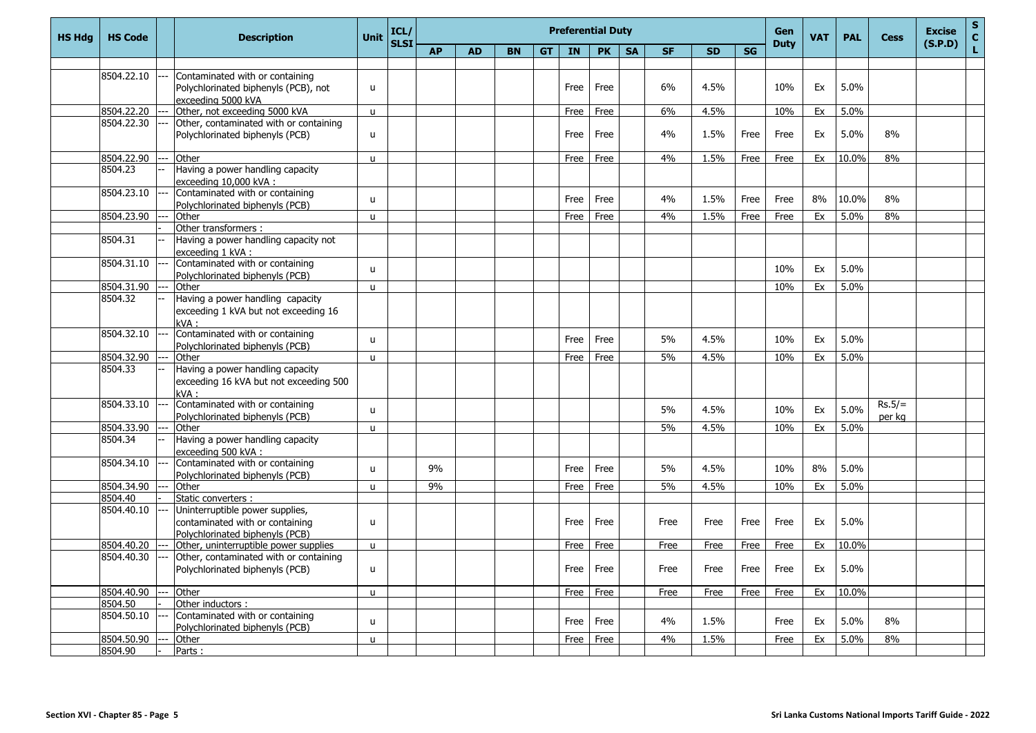| HS Hdg | HS Code | | Description | Unit | ICL/ SLSI | Preferential Duty | | | | | | | | | | Gen Duty | VAT | PAL | Cess | Excise (S.P.D) | S C L |
|---|---|---|---|---|---|---|---|---|---|---|---|---|---|---|---|---|---|---|---|---|---|
| | | | | | | AP | AD | BN | GT | IN | PK | SA | SF | SD | SG | | | | | | |
| | 8504.22.10 | --- | Contaminated with or containing Polychlorinated biphenyls (PCB), not exceeding 5000 kVA | u | | | | | | Free | Free | | 6% | 4.5% | | 10% | Ex | 5.0% | | | |
| | 8504.22.20 | --- | Other, not exceeding 5000 kVA | u | | | | | | Free | Free | | 6% | 4.5% | | 10% | Ex | 5.0% | | | |
| | 8504.22.30 | --- | Other, contaminated with or containing Polychlorinated biphenyls (PCB) | u | | | | | | Free | Free | | 4% | 1.5% | Free | Free | Ex | 5.0% | 8% | | |
| | 8504.22.90 | --- | Other | u | | | | | | Free | Free | | 4% | 1.5% | Free | Free | Ex | 10.0% | 8% | | |
| | 8504.23 | -- | Having a power handling capacity exceeding 10,000 kVA : | | | | | | | | | | | | | | | | | | |
| | 8504.23.10 | --- | Contaminated with or containing Polychlorinated biphenyls (PCB) | u | | | | | | Free | Free | | 4% | 1.5% | Free | Free | 8% | 10.0% | 8% | | |
| | 8504.23.90 | --- | Other | u | | | | | | Free | Free | | 4% | 1.5% | Free | Free | Ex | 5.0% | 8% | | |
| | | - | Other transformers : | | | | | | | | | | | | | | | | | | |
| | 8504.31 | -- | Having a power handling capacity not exceeding 1 kVA : | | | | | | | | | | | | | | | | | | |
| | 8504.31.10 | --- | Contaminated with or containing Polychlorinated biphenyls (PCB) | u | | | | | | | | | | | | 10% | Ex | 5.0% | | | |
| | 8504.31.90 | --- | Other | u | | | | | | | | | | | | 10% | Ex | 5.0% | | | |
| | 8504.32 | -- | Having a power handling capacity exceeding 1 kVA but not exceeding 16 kVA : | | | | | | | | | | | | | | | | | | |
| | 8504.32.10 | --- | Contaminated with or containing Polychlorinated biphenyls (PCB) | u | | | | | | Free | Free | | 5% | 4.5% | | 10% | Ex | 5.0% | | | |
| | 8504.32.90 | --- | Other | u | | | | | | Free | Free | | 5% | 4.5% | | 10% | Ex | 5.0% | | | |
| | 8504.33 | -- | Having a power handling capacity exceeding 16 kVA but not exceeding 500 kVA : | | | | | | | | | | | | | | | | | | |
| | 8504.33.10 | --- | Contaminated with or containing Polychlorinated biphenyls (PCB) | u | | | | | | | | | 5% | 4.5% | | 10% | Ex | 5.0% | Rs.5/= per kg | | |
| | 8504.33.90 | --- | Other | u | | | | | | | | | 5% | 4.5% | | 10% | Ex | 5.0% | | | |
| | 8504.34 | -- | Having a power handling capacity exceeding 500 kVA : | | | | | | | | | | | | | | | | | | |
| | 8504.34.10 | --- | Contaminated with or containing Polychlorinated biphenyls (PCB) | u | | 9% | | | | Free | Free | | 5% | 4.5% | | 10% | 8% | 5.0% | | | |
| | 8504.34.90 | --- | Other | u | | 9% | | | | Free | Free | | 5% | 4.5% | | 10% | Ex | 5.0% | | | |
| | 8504.40 | - | Static converters : | | | | | | | | | | | | | | | | | | |
| | 8504.40.10 | --- | Uninterruptible power supplies, contaminated with or containing Polychlorinated biphenyls (PCB) | u | | | | | | Free | Free | | Free | Free | Free | Free | Ex | 5.0% | | | |
| | 8504.40.20 | --- | Other, uninterruptible power supplies | u | | | | | | Free | Free | | Free | Free | Free | Free | Ex | 10.0% | | | |
| | 8504.40.30 | --- | Other, contaminated with or containing Polychlorinated biphenyls (PCB) | u | | | | | | Free | Free | | Free | Free | Free | Free | Ex | 5.0% | | | |
| | 8504.40.90 | --- | Other | u | | | | | | Free | Free | | Free | Free | Free | Free | Ex | 10.0% | | | |
| | 8504.50 | - | Other inductors : | | | | | | | | | | | | | | | | | | |
| | 8504.50.10 | --- | Contaminated with or containing Polychlorinated biphenyls (PCB) | u | | | | | | Free | Free | | 4% | 1.5% | | Free | Ex | 5.0% | 8% | | |
| | 8504.50.90 | --- | Other | u | | | | | | Free | Free | | 4% | 1.5% | | Free | Ex | 5.0% | 8% | | |
| | 8504.90 | - | Parts : | | | | | | | | | | | | | | | | | | |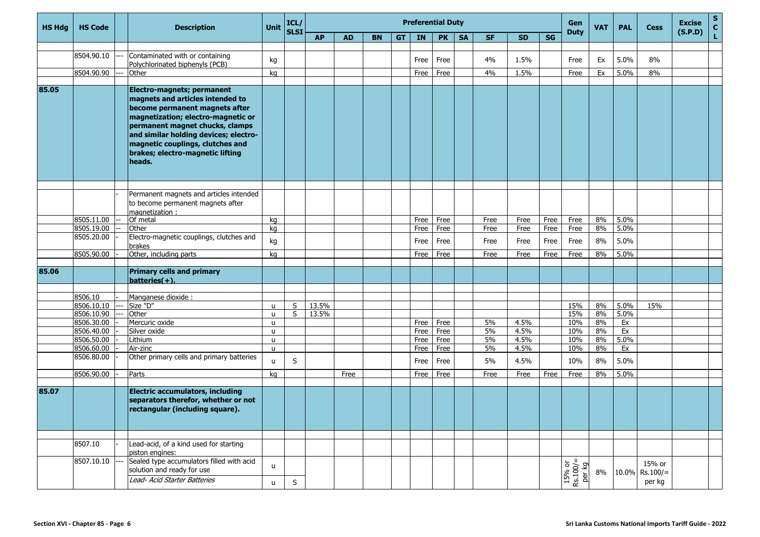| HS Hdg | HS Code | | Description | Unit | ICL/ SLSI | Preferential Duty | | | | | | | | | | Gen Duty | VAT | PAL | Cess | Excise (S.P.D) | S C L |
|---|---|---|---|---|---|---|---|---|---|---|---|---|---|---|---|---|---|---|---|---|---|
| | | | | | | AP | AD | BN | GT | IN | PK | SA | SF | SD | SG | | | | | | |
| | 8504.90.10 | --- | Contaminated with or containing Polychlorinated biphenyls (PCB) | kg | | | | | | Free | Free | | 4% | 1.5% | | Free | Ex | 5.0% | 8% | | |
| | 8504.90.90 | --- | Other | kg | | | | | | Free | Free | | 4% | 1.5% | | Free | Ex | 5.0% | 8% | | |
| **85.05** | | | **Electro-magnets; permanent magnets and articles intended to become permanent magnets after magnetization; electro-magnetic or permanent magnet chucks, clamps and similar holding devices; electro-magnetic couplings, clutches and brakes; electro-magnetic lifting heads.** | | | | | | | | | | | | | | | | | | |
| | | - | Permanent magnets and articles intended to become permanent magnets after magnetization : | | | | | | | | | | | | | | | | | | |
| | 8505.11.00 | -- | Of metal | kg | | | | | | Free | Free | | Free | Free | Free | Free | 8% | 5.0% | | | |
| | 8505.19.00 | -- | Other | kg | | | | | | Free | Free | | Free | Free | Free | Free | 8% | 5.0% | | | |
| | 8505.20.00 | - | Electro-magnetic couplings, clutches and brakes | kg | | | | | | Free | Free | | Free | Free | Free | Free | 8% | 5.0% | | | |
| | 8505.90.00 | - | Other, including parts | kg | | | | | | Free | Free | | Free | Free | Free | Free | 8% | 5.0% | | | |
| **85.06** | | | **Primary cells and primary batteries(+).** | | | | | | | | | | | | | | | | | | |
| | 8506.10 | - | Manganese dioxide : | | | | | | | | | | | | | | | | | | |
| | 8506.10.10 | --- | Size "D" | u | S | 13.5% | | | | | | | | | | 15% | 8% | 5.0% | 15% | | |
| | 8506.10.90 | --- | Other | u | S | 13.5% | | | | | | | | | | 15% | 8% | 5.0% | | | |
| | 8506.30.00 | - | Mercuric oxide | u | | | | | | Free | Free | | 5% | 4.5% | | 10% | 8% | Ex | | | |
| | 8506.40.00 | - | Silver oxide | u | | | | | | Free | Free | | 5% | 4.5% | | 10% | 8% | Ex | | | |
| | 8506.50.00 | - | Lithium | u | | | | | | Free | Free | | 5% | 4.5% | | 10% | 8% | 5.0% | | | |
| | 8506.60.00 | - | Air-zinc | u | | | | | | Free | Free | | 5% | 4.5% | | 10% | 8% | Ex | | | |
| | 8506.80.00 | - | Other primary cells and primary batteries | u | S | | | | | Free | Free | | 5% | 4.5% | | 10% | 8% | 5.0% | | | |
| | 8506.90.00 | - | Parts | kg | | | Free | | | Free | Free | | Free | Free | Free | Free | 8% | 5.0% | | | |
| **85.07** | | | **Electric accumulators, including separators therefor, whether or not rectangular (including square).** | | | | | | | | | | | | | | | | | | |
| | 8507.10 | - | Lead-acid, of a kind used for starting piston engines: | | | | | | | | | | | | | | | | | | |
| | 8507.10.10 | --- | Sealed type accumulators filled with acid solution and ready for use | u | | | | | | | | | | | | 15% or Rs.100/= per kg | 8% | 10.0% | 15% or Rs.100/= per kg | | |
| | | | *Lead- Acid Starter Batteries* | u | S | | | | | | | | | | | | | | | | |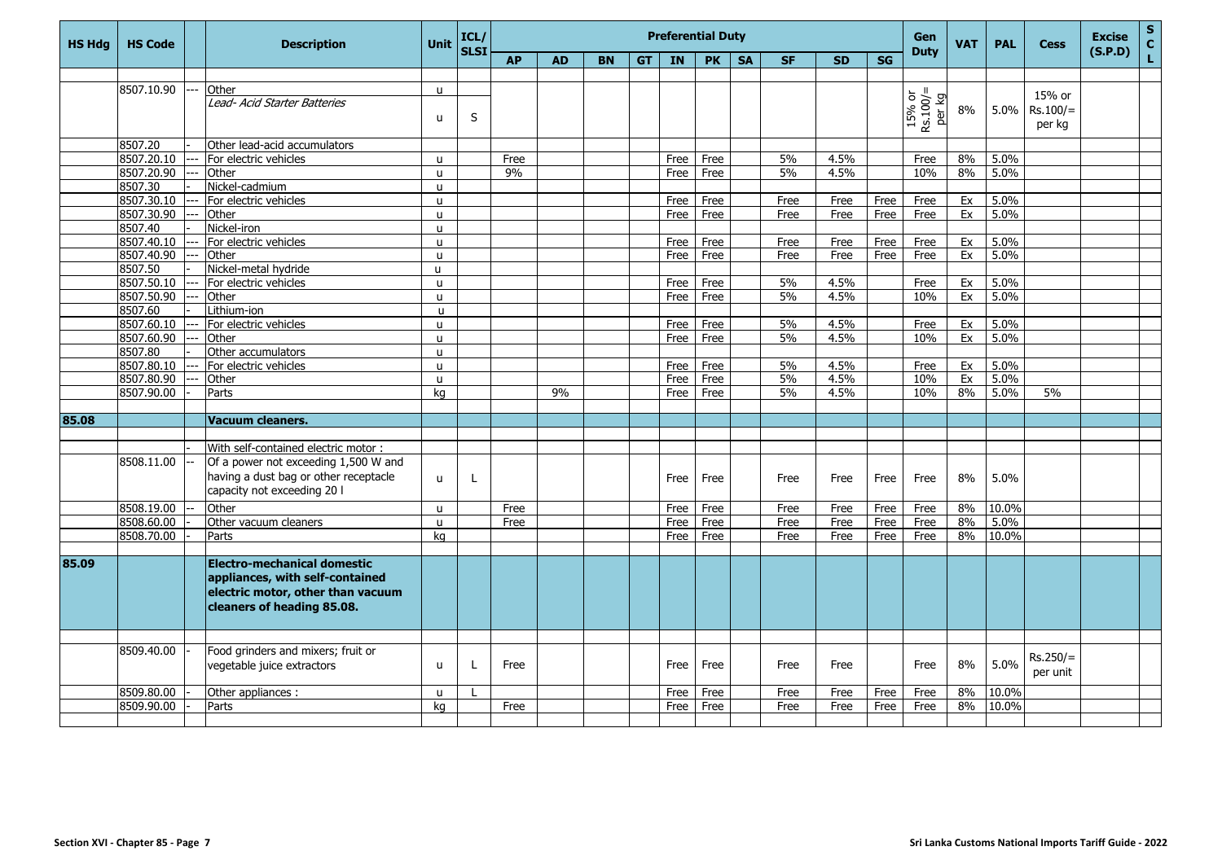| HS Hdg | HS Code | | Description | Unit | ICL/ SLSI | Preferential Duty | | | | | | | | | | Gen Duty | VAT | PAL | Cess | Excise (S.P.D) | S C L |
|---|---|---|---|---|---|---|---|---|---|---|---|---|---|---|---|---|---|---|---|---|---|
| | | | | | | AP | AD | BN | GT | IN | PK | SA | SF | SD | SG | | | | | | |
| | 8507.10.90 | --- | Other | u | | | | | | | | | | | | | | | | | |
| | | | *Lead- Acid Starter Batteries* | u | S | | | | | | | | | | | 15% or Rs.100/= per kg | 8% | 5.0% | 15% or Rs.100/= per kg | | |
| | 8507.20 | - | Other lead-acid accumulators | | | | | | | | | | | | | | | | | | |
| | 8507.20.10 | --- | For electric vehicles | u | | Free | | | | Free | Free | | 5% | 4.5% | | Free | 8% | 5.0% | | | |
| | 8507.20.90 | --- | Other | u | | 9% | | | | Free | Free | | 5% | 4.5% | | 10% | 8% | 5.0% | | | |
| | 8507.30 | - | Nickel-cadmium | u | | | | | | | | | | | | | | | | | |
| | 8507.30.10 | --- | For electric vehicles | u | | | | | | Free | Free | | Free | Free | Free | Free | Ex | 5.0% | | | |
| | 8507.30.90 | --- | Other | u | | | | | | Free | Free | | Free | Free | Free | Free | Ex | 5.0% | | | |
| | 8507.40 | - | Nickel-iron | u | | | | | | | | | | | | | | | | | |
| | 8507.40.10 | --- | For electric vehicles | u | | | | | | Free | Free | | Free | Free | Free | Free | Ex | 5.0% | | | |
| | 8507.40.90 | --- | Other | u | | | | | | Free | Free | | Free | Free | Free | Free | Ex | 5.0% | | | |
| | 8507.50 | - | Nickel-metal hydride | u | | | | | | | | | | | | | | | | | |
| | 8507.50.10 | --- | For electric vehicles | u | | | | | | Free | Free | | 5% | 4.5% | | Free | Ex | 5.0% | | | |
| | 8507.50.90 | --- | Other | u | | | | | | Free | Free | | 5% | 4.5% | | 10% | Ex | 5.0% | | | |
| | 8507.60 | - | Lithium-ion | u | | | | | | | | | | | | | | | | | |
| | 8507.60.10 | --- | For electric vehicles | u | | | | | | Free | Free | | 5% | 4.5% | | Free | Ex | 5.0% | | | |
| | 8507.60.90 | --- | Other | u | | | | | | Free | Free | | 5% | 4.5% | | 10% | Ex | 5.0% | | | |
| | 8507.80 | - | Other accumulators | u | | | | | | | | | | | | | | | | | |
| | 8507.80.10 | --- | For electric vehicles | u | | | | | | Free | Free | | 5% | 4.5% | | Free | Ex | 5.0% | | | |
| | 8507.80.90 | --- | Other | u | | | | | | Free | Free | | 5% | 4.5% | | 10% | Ex | 5.0% | | | |
| | 8507.90.00 | - | Parts | kg | | | 9% | | | Free | Free | | 5% | 4.5% | | 10% | 8% | 5.0% | 5% | | |
| **85.08** | | | **Vacuum cleaners.** | | | | | | | | | | | | | | | | | | |
| | | - | With self-contained electric motor : | | | | | | | | | | | | | | | | | | |
| | 8508.11.00 | -- | Of a power not exceeding 1,500 W and having a dust bag or other receptacle capacity not exceeding 20 l | u | L | | | | | Free | Free | | Free | Free | Free | Free | 8% | 5.0% | | | |
| | 8508.19.00 | -- | Other | u | | Free | | | | Free | Free | | Free | Free | Free | Free | 8% | 10.0% | | | |
| | 8508.60.00 | - | Other vacuum cleaners | u | | Free | | | | Free | Free | | Free | Free | Free | Free | 8% | 5.0% | | | |
| | 8508.70.00 | - | Parts | kg | | | | | | Free | Free | | Free | Free | Free | Free | 8% | 10.0% | | | |
| **85.09** | | | **Electro-mechanical domestic appliances, with self-contained electric motor, other than vacuum cleaners of heading 85.08.** | | | | | | | | | | | | | | | | | | |
| | 8509.40.00 | - | Food grinders and mixers; fruit or vegetable juice extractors | u | L | Free | | | | Free | Free | | Free | Free | | Free | 8% | 5.0% | Rs.250/= per unit | | |
| | 8509.80.00 | - | Other appliances : | u | L | | | | | Free | Free | | Free | Free | Free | Free | 8% | 10.0% | | | |
| | 8509.90.00 | - | Parts | kg | | Free | | | | Free | Free | | Free | Free | Free | Free | 8% | 10.0% | | | |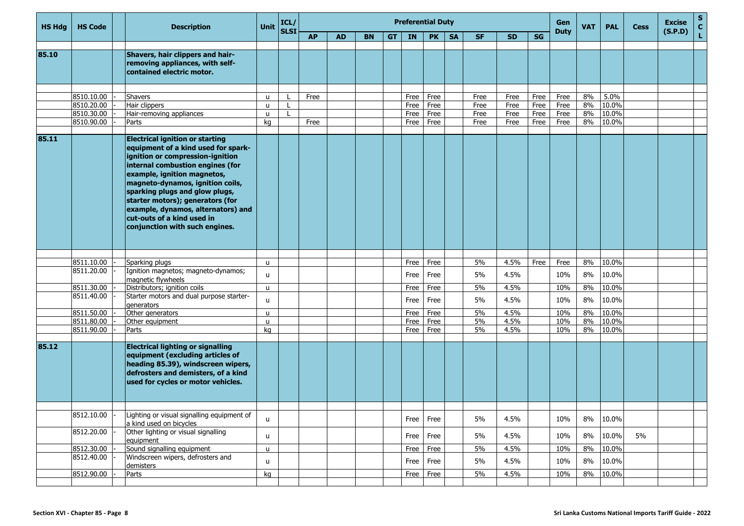| HS Hdg | HS Code | | Description | Unit | ICL/ SLSI | Preferential Duty | | | | | | | | | | Gen Duty | VAT | PAL | Cess | Excise (S.P.D) | S C L |
|---|---|---|---|---|---|---|---|---|---|---|---|---|---|---|---|---|---|---|---|---|---|
| | | | | | | AP | AD | BN | GT | IN | PK | SA | SF | SD | SG | | | | | | |
| 85.10 | | | **Shavers, hair clippers and hair-removing appliances, with self-contained electric motor.** | | | | | | | | | | | | | | | | | | |
| | 8510.10.00 | - | Shavers | u | L | Free | | | | Free | Free | | Free | Free | Free | Free | 8% | 5.0% | | | |
| | 8510.20.00 | - | Hair clippers | u | L | | | | | Free | Free | | Free | Free | Free | Free | 8% | 10.0% | | | |
| | 8510.30.00 | - | Hair-removing appliances | u | L | | | | | Free | Free | | Free | Free | Free | Free | 8% | 10.0% | | | |
| | 8510.90.00 | - | Parts | kg | | Free | | | | Free | Free | | Free | Free | Free | Free | 8% | 10.0% | | | |
| 85.11 | | | **Electrical ignition or starting equipment of a kind used for spark-ignition or compression-ignition internal combustion engines (for example, ignition magnetos, magneto-dynamos, ignition coils, sparking plugs and glow plugs, starter motors); generators (for example, dynamos, alternators) and cut-outs of a kind used in conjunction with such engines.** | | | | | | | | | | | | | | | | | | |
| | 8511.10.00 | - | Sparking plugs | u | | | | | | Free | Free | | 5% | 4.5% | Free | Free | 8% | 10.0% | | | |
| | 8511.20.00 | - | Ignition magnetos; magneto-dynamos; magnetic flywheels | u | | | | | | Free | Free | | 5% | 4.5% | | 10% | 8% | 10.0% | | | |
| | 8511.30.00 | - | Distributors; ignition coils | u | | | | | | Free | Free | | 5% | 4.5% | | 10% | 8% | 10.0% | | | |
| | 8511.40.00 | - | Starter motors and dual purpose starter-generators | u | | | | | | Free | Free | | 5% | 4.5% | | 10% | 8% | 10.0% | | | |
| | 8511.50.00 | - | Other generators | u | | | | | | Free | Free | | 5% | 4.5% | | 10% | 8% | 10.0% | | | |
| | 8511.80.00 | - | Other equipment | u | | | | | | Free | Free | | 5% | 4.5% | | 10% | 8% | 10.0% | | | |
| | 8511.90.00 | - | Parts | kg | | | | | | Free | Free | | 5% | 4.5% | | 10% | 8% | 10.0% | | | |
| 85.12 | | | **Electrical lighting or signalling equipment (excluding articles of heading 85.39), windscreen wipers, defrosters and demisters, of a kind used for cycles or motor vehicles.** | | | | | | | | | | | | | | | | | | |
| | 8512.10.00 | - | Lighting or visual signalling equipment of a kind used on bicycles | u | | | | | | Free | Free | | 5% | 4.5% | | 10% | 8% | 10.0% | | | |
| | 8512.20.00 | - | Other lighting or visual signalling equipment | u | | | | | | Free | Free | | 5% | 4.5% | | 10% | 8% | 10.0% | 5% | | |
| | 8512.30.00 | - | Sound signalling equipment | u | | | | | | Free | Free | | 5% | 4.5% | | 10% | 8% | 10.0% | | | |
| | 8512.40.00 | - | Windscreen wipers, defrosters and demisters | u | | | | | | Free | Free | | 5% | 4.5% | | 10% | 8% | 10.0% | | | |
| | 8512.90.00 | - | Parts | kg | | | | | | Free | Free | | 5% | 4.5% | | 10% | 8% | 10.0% | | | |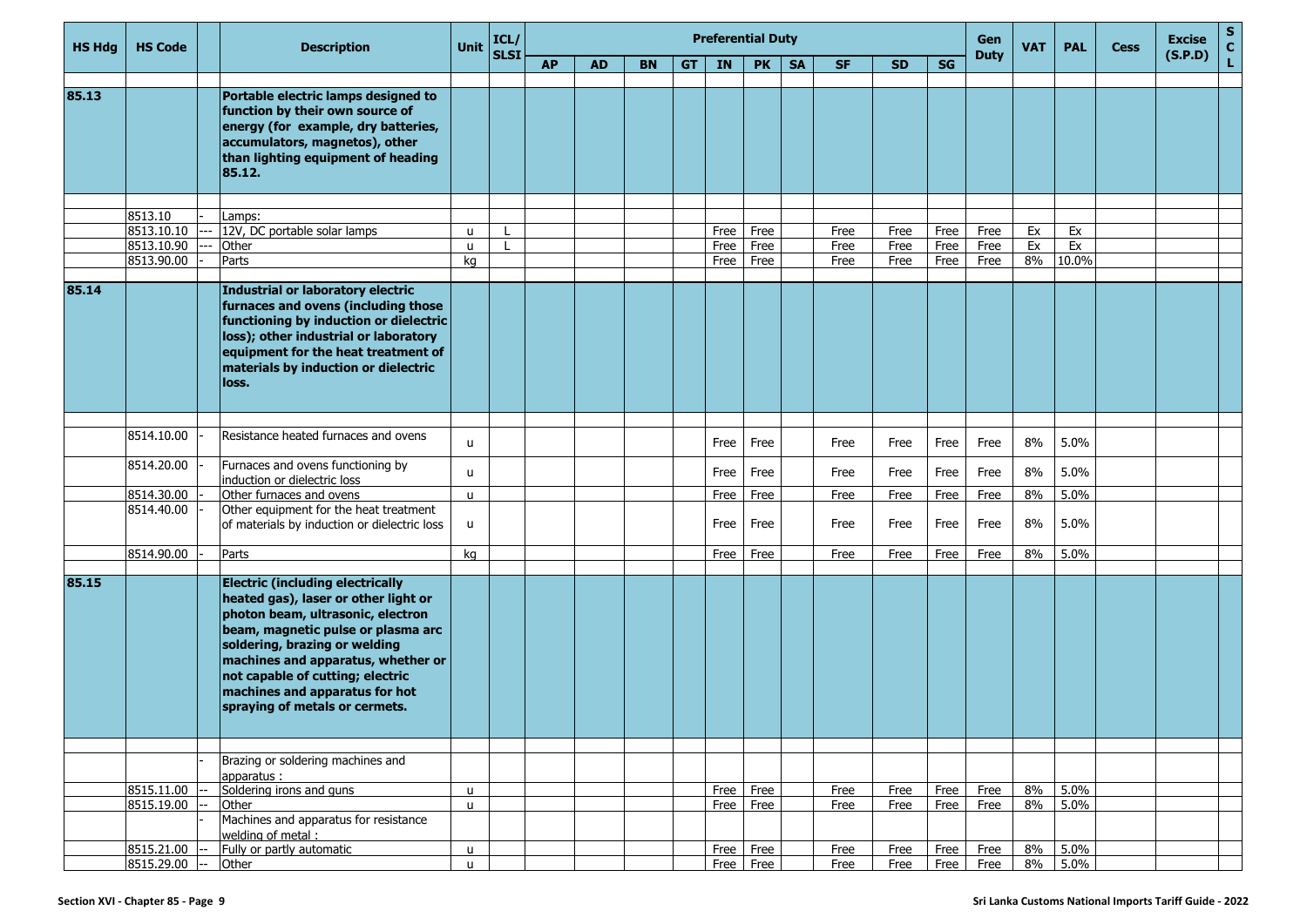| HS Hdg | HS Code | | Description | Unit | ICL/ SLSI | Preferential Duty | | | | | | | | | | Gen Duty | VAT | PAL | Cess | Excise (S.P.D) | S C L |
|---|---|---|---|---|---|---|---|---|---|---|---|---|---|---|---|---|---|---|---|---|---|
| | | | | | | AP | AD | BN | GT | IN | PK | SA | SF | SD | SG | | | | | | |
| 85.13 | | | **Portable electric lamps designed to function by their own source of energy (for example, dry batteries, accumulators, magnetos), other than lighting equipment of heading 85.12.** | | | | | | | | | | | | | | | | | | |
| | 8513.10 | - | Lamps: | | | | | | | | | | | | | | | | | | |
| | 8513.10.10 | --- | 12V, DC portable solar lamps | u | L | | | | | Free | Free | | Free | Free | Free | Free | Ex | Ex | | | |
| | 8513.10.90 | --- | Other | u | L | | | | | Free | Free | | Free | Free | Free | Free | Ex | Ex | | | |
| | 8513.90.00 | - | Parts | kg | | | | | | Free | Free | | Free | Free | Free | Free | 8% | 10.0% | | | |
| 85.14 | | | **Industrial or laboratory electric furnaces and ovens (including those functioning by induction or dielectric loss); other industrial or laboratory equipment for the heat treatment of materials by induction or dielectric loss.** | | | | | | | | | | | | | | | | | | |
| | 8514.10.00 | - | Resistance heated furnaces and ovens | u | | | | | | Free | Free | | Free | Free | Free | Free | 8% | 5.0% | | | |
| | 8514.20.00 | - | Furnaces and ovens functioning by induction or dielectric loss | u | | | | | | Free | Free | | Free | Free | Free | Free | 8% | 5.0% | | | |
| | 8514.30.00 | - | Other furnaces and ovens | u | | | | | | Free | Free | | Free | Free | Free | Free | 8% | 5.0% | | | |
| | 8514.40.00 | - | Other equipment for the heat treatment of materials by induction or dielectric loss | u | | | | | | Free | Free | | Free | Free | Free | Free | 8% | 5.0% | | | |
| | 8514.90.00 | - | Parts | kg | | | | | | Free | Free | | Free | Free | Free | Free | 8% | 5.0% | | | |
| 85.15 | | | **Electric (including electrically heated gas), laser or other light or photon beam, ultrasonic, electron beam, magnetic pulse or plasma arc soldering, brazing or welding machines and apparatus, whether or not capable of cutting; electric machines and apparatus for hot spraying of metals or cermets.** | | | | | | | | | | | | | | | | | | |
| | | - | Brazing or soldering machines and apparatus : | | | | | | | | | | | | | | | | | | |
| | 8515.11.00 | -- | Soldering irons and guns | u | | | | | | Free | Free | | Free | Free | Free | Free | 8% | 5.0% | | | |
| | 8515.19.00 | -- | Other | u | | | | | | Free | Free | | Free | Free | Free | Free | 8% | 5.0% | | | |
| | | - | Machines and apparatus for resistance welding of metal : | | | | | | | | | | | | | | | | | | |
| | 8515.21.00 | -- | Fully or partly automatic | u | | | | | | Free | Free | | Free | Free | Free | Free | 8% | 5.0% | | | |
| | 8515.29.00 | -- | Other | u | | | | | | Free | Free | | Free | Free | Free | Free | 8% | 5.0% | | | |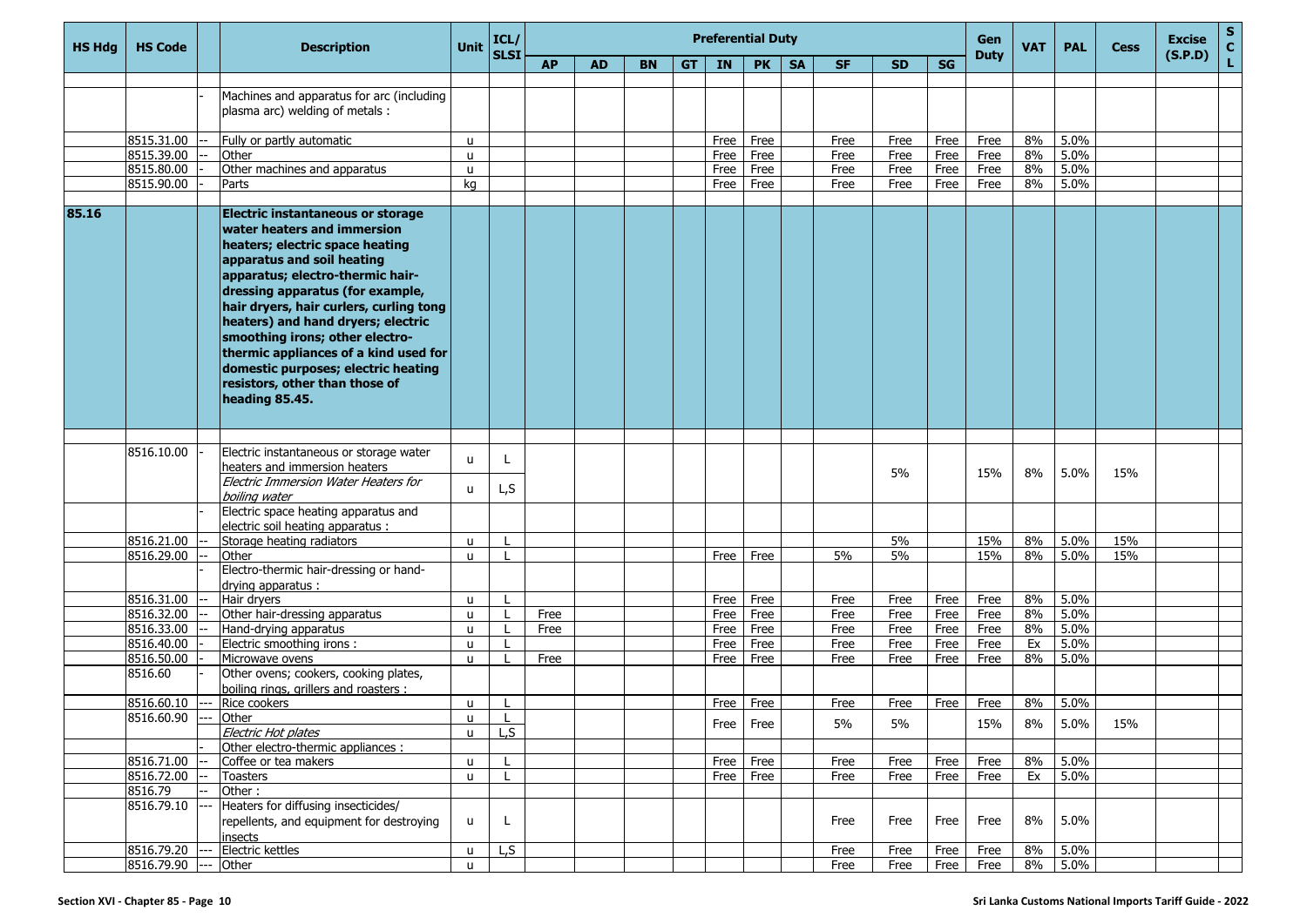| HS Hdg | HS Code | | Description | Unit | ICL/SLSI | Preferential Duty | | | | | | | | | | Gen Duty | VAT | PAL | Cess | Excise (S.P.D) | SCL |
|---|---|---|---|---|---|---|---|---|---|---|---|---|---|---|---|---|---|---|---|---|---|
| | | | | | | AP | AD | BN | GT | IN | PK | SA | SF | SD | SG | | | | | | |
| | | - | Machines and apparatus for arc (including plasma arc) welding of metals : | | | | | | | | | | | | | | | | | | |
| | 8515.31.00 | -- | Fully or partly automatic | u | | | | | | Free | Free | | Free | Free | Free | Free | 8% | 5.0% | | | |
| | 8515.39.00 | -- | Other | u | | | | | | Free | Free | | Free | Free | Free | Free | 8% | 5.0% | | | |
| | 8515.80.00 | - | Other machines and apparatus | u | | | | | | Free | Free | | Free | Free | Free | Free | 8% | 5.0% | | | |
| | 8515.90.00 | - | Parts | kg | | | | | | Free | Free | | Free | Free | Free | Free | 8% | 5.0% | | | |
| **85.16** | | | **Electric instantaneous or storage water heaters and immersion heaters; electric space heating apparatus and soil heating apparatus; electro-thermic hair-dressing apparatus (for example, hair dryers, hair curlers, curling tong heaters) and hand dryers; electric smoothing irons; other electro-thermic appliances of a kind used for domestic purposes; electric heating resistors, other than those of heading 85.45.** | | | | | | | | | | | | | | | | | | |
| | 8516.10.00 | - | Electric instantaneous or storage water heaters and immersion heaters | u | L | | | | | | | | | 5% | | 15% | 8% | 5.0% | 15% | | |
| | | | *Electric Immersion Water Heaters for boiling water* | u | L,S | | | | | | | | | | | | | | | | |
| | | - | Electric space heating apparatus and electric soil heating apparatus : | | | | | | | | | | | | | | | | | | |
| | 8516.21.00 | -- | Storage heating radiators | u | L | | | | | | | | | 5% | | 15% | 8% | 5.0% | 15% | | |
| | 8516.29.00 | -- | Other | u | L | | | | | Free | Free | | 5% | 5% | | 15% | 8% | 5.0% | 15% | | |
| | | - | Electro-thermic hair-dressing or hand-drying apparatus : | | | | | | | | | | | | | | | | | | |
| | 8516.31.00 | -- | Hair dryers | u | L | | | | | Free | Free | | Free | Free | Free | Free | 8% | 5.0% | | | |
| | 8516.32.00 | -- | Other hair-dressing apparatus | u | L | Free | | | | Free | Free | | Free | Free | Free | Free | 8% | 5.0% | | | |
| | 8516.33.00 | -- | Hand-drying apparatus | u | L | Free | | | | Free | Free | | Free | Free | Free | Free | 8% | 5.0% | | | |
| | 8516.40.00 | - | Electric smoothing irons : | u | L | | | | | Free | Free | | Free | Free | Free | Free | Ex | 5.0% | | | |
| | 8516.50.00 | - | Microwave ovens | u | L | Free | | | | Free | Free | | Free | Free | Free | Free | 8% | 5.0% | | | |
| | 8516.60 | - | Other ovens; cookers, cooking plates, boiling rings, grillers and roasters : | | | | | | | | | | | | | | | | | | |
| | 8516.60.10 | --- | Rice cookers | u | L | | | | | Free | Free | | Free | Free | Free | Free | 8% | 5.0% | | | |
| | 8516.60.90 | --- | Other | u | L | | | | | Free | Free | | 5% | 5% | | 15% | 8% | 5.0% | 15% | | |
| | | | *Electric Hot plates* | u | L,S | | | | | | | | | | | | | | | | |
| | | - | Other electro-thermic appliances : | | | | | | | | | | | | | | | | | | |
| | 8516.71.00 | -- | Coffee or tea makers | u | L | | | | | Free | Free | | Free | Free | Free | Free | 8% | 5.0% | | | |
| | 8516.72.00 | -- | Toasters | u | L | | | | | Free | Free | | Free | Free | Free | Free | Ex | 5.0% | | | |
| | 8516.79 | -- | Other : | | | | | | | | | | | | | | | | | | |
| | 8516.79.10 | --- | Heaters for diffusing insecticides/ repellents, and equipment for destroying insects | u | L | | | | | | | | Free | Free | Free | Free | 8% | 5.0% | | | |
| | 8516.79.20 | --- | Electric kettles | u | L,S | | | | | | | | Free | Free | Free | Free | 8% | 5.0% | | | |
| | 8516.79.90 | --- | Other | u | | | | | | | | | Free | Free | Free | Free | 8% | 5.0% | | | |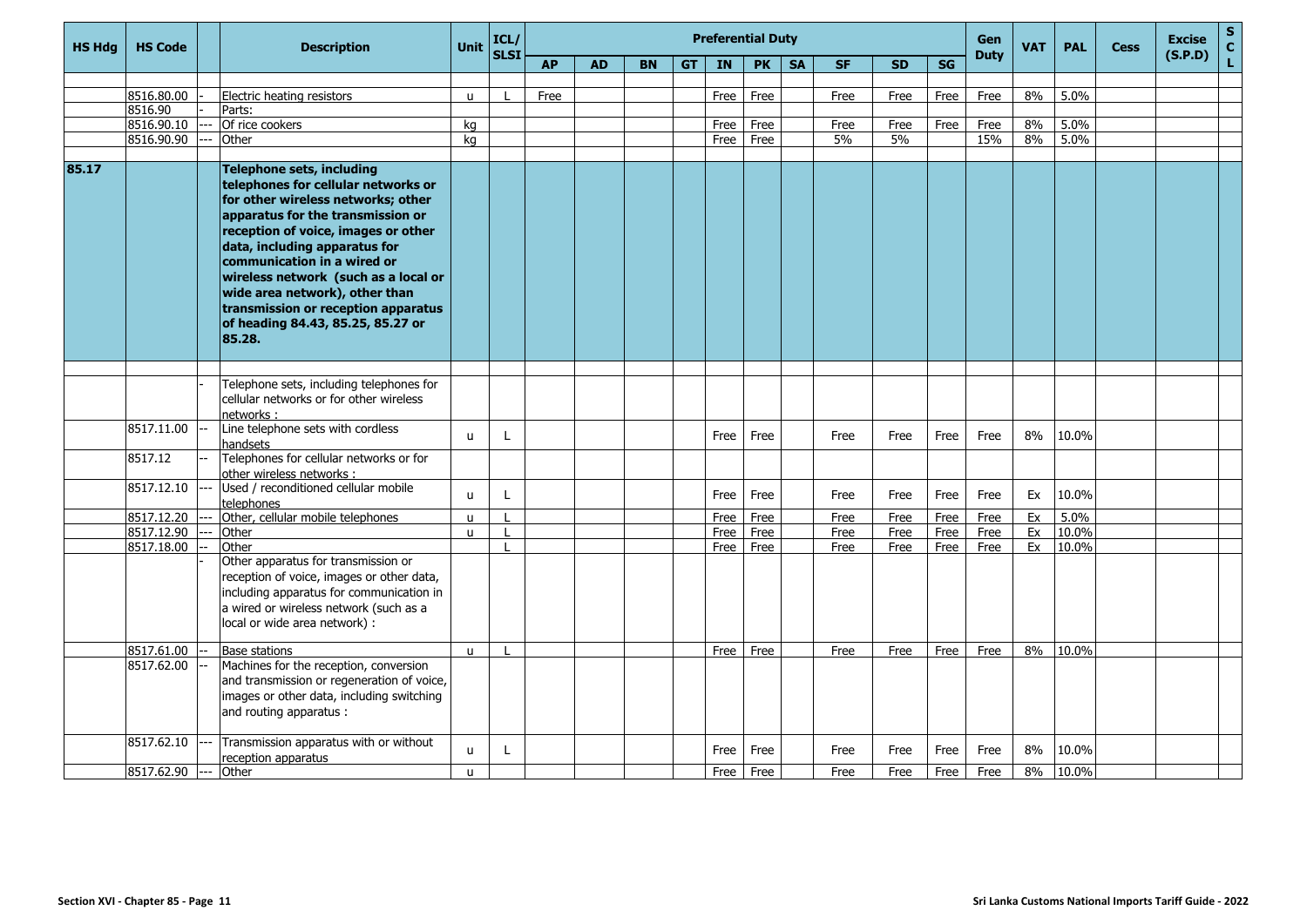| HS Hdg | HS Code | | Description | Unit | ICL/ SLSI | Preferential Duty | | | | | | | | | | Gen Duty | VAT | PAL | Cess | Excise (S.P.D) | SCL |
|---|---|---|---|---|---|---|---|---|---|---|---|---|---|---|---|---|---|---|---|---|---|
| | | | | | | AP | AD | BN | GT | IN | PK | SA | SF | SD | SG | | | | | | |
| | 8516.80.00 | - | Electric heating resistors | u | L | Free | | | | Free | Free | | Free | Free | Free | Free | 8% | 5.0% | | | |
| | 8516.90 | - | Parts: | | | | | | | | | | | | | | | | | | |
| | 8516.90.10 | --- | Of rice cookers | kg | | | | | | Free | Free | | Free | Free | Free | Free | 8% | 5.0% | | | |
| | 8516.90.90 | --- | Other | kg | | | | | | Free | Free | | 5% | 5% | | 15% | 8% | 5.0% | | | |
| **85.17** | | | **Telephone sets, including telephones for cellular networks or for other wireless networks; other apparatus for the transmission or reception of voice, images or other data, including apparatus for communication in a wired or wireless network (such as a local or wide area network), other than transmission or reception apparatus of heading 84.43, 85.25, 85.27 or 85.28.** | | | | | | | | | | | | | | | | | | |
| | | - | Telephone sets, including telephones for cellular networks or for other wireless networks : | | | | | | | | | | | | | | | | | | |
| | 8517.11.00 | -- | Line telephone sets with cordless handsets | u | L | | | | | Free | Free | | Free | Free | Free | Free | 8% | 10.0% | | | |
| | 8517.12 | -- | Telephones for cellular networks or for other wireless networks : | | | | | | | | | | | | | | | | | | |
| | 8517.12.10 | --- | Used / reconditioned cellular mobile telephones | u | L | | | | | Free | Free | | Free | Free | Free | Free | Ex | 10.0% | | | |
| | 8517.12.20 | --- | Other, cellular mobile telephones | u | L | | | | | Free | Free | | Free | Free | Free | Free | Ex | 5.0% | | | |
| | 8517.12.90 | --- | Other | u | L | | | | | Free | Free | | Free | Free | Free | Free | Ex | 10.0% | | | |
| | 8517.18.00 | -- | Other | | L | | | | | Free | Free | | Free | Free | Free | Free | Ex | 10.0% | | | |
| | | - | Other apparatus for transmission or reception of voice, images or other data, including apparatus for communication in a wired or wireless network (such as a local or wide area network) : | | | | | | | | | | | | | | | | | | |
| | 8517.61.00 | -- | Base stations | u | L | | | | | Free | Free | | Free | Free | Free | Free | 8% | 10.0% | | | |
| | 8517.62.00 | -- | Machines for the reception, conversion and transmission or regeneration of voice, images or other data, including switching and routing apparatus : | | | | | | | | | | | | | | | | | | |
| | 8517.62.10 | --- | Transmission apparatus with or without reception apparatus | u | L | | | | | Free | Free | | Free | Free | Free | Free | 8% | 10.0% | | | |
| | 8517.62.90 | --- | Other | u | | | | | | Free | Free | | Free | Free | Free | Free | 8% | 10.0% | | | |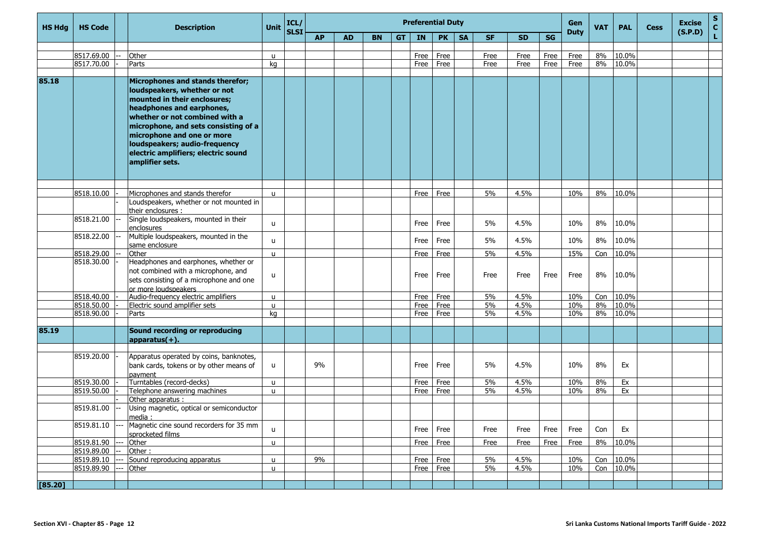| HS Hdg | HS Code | | Description | Unit | ICL/ SLSI | Preferential Duty | | | | | | | | | | Gen Duty | VAT | PAL | Cess | Excise (S.P.D) | S C L |
|---|---|---|---|---|---|---|---|---|---|---|---|---|---|---|---|---|---|---|---|---|---|
| | | | | | | AP | AD | BN | GT | IN | PK | SA | SF | SD | SG | | | | | | |
| | 8517.69.00 | -- | Other | u | | | | | | Free | Free | | Free | Free | Free | Free | 8% | 10.0% | | | |
| | 8517.70.00 | - | Parts | kg | | | | | | Free | Free | | Free | Free | Free | Free | 8% | 10.0% | | | |
| **85.18** | | | **Microphones and stands therefor; loudspeakers, whether or not mounted in their enclosures; headphones and earphones, whether or not combined with a microphone, and sets consisting of a microphone and one or more loudspeakers; audio-frequency electric amplifiers; electric sound amplifier sets.** | | | | | | | | | | | | | | | | | | |
| | 8518.10.00 | - | Microphones and stands therefor | u | | | | | | Free | Free | | 5% | 4.5% | | 10% | 8% | 10.0% | | | |
| | | - | Loudspeakers, whether or not mounted in their enclosures : | | | | | | | | | | | | | | | | | | |
| | 8518.21.00 | -- | Single loudspeakers, mounted in their enclosures | u | | | | | | Free | Free | | 5% | 4.5% | | 10% | 8% | 10.0% | | | |
| | 8518.22.00 | -- | Multiple loudspeakers, mounted in the same enclosure | u | | | | | | Free | Free | | 5% | 4.5% | | 10% | 8% | 10.0% | | | |
| | 8518.29.00 | -- | Other | u | | | | | | Free | Free | | 5% | 4.5% | | 15% | Con | 10.0% | | | |
| | 8518.30.00 | - | Headphones and earphones, whether or not combined with a microphone, and sets consisting of a microphone and one or more loudspeakers | u | | | | | | Free | Free | | Free | Free | Free | Free | 8% | 10.0% | | | |
| | 8518.40.00 | - | Audio-frequency electric amplifiers | u | | | | | | Free | Free | | 5% | 4.5% | | 10% | Con | 10.0% | | | |
| | 8518.50.00 | - | Electric sound amplifier sets | u | | | | | | Free | Free | | 5% | 4.5% | | 10% | 8% | 10.0% | | | |
| | 8518.90.00 | - | Parts | kg | | | | | | Free | Free | | 5% | 4.5% | | 10% | 8% | 10.0% | | | |
| **85.19** | | | **Sound recording or reproducing apparatus(+).** | | | | | | | | | | | | | | | | | | |
| | 8519.20.00 | - | Apparatus operated by coins, banknotes, bank cards, tokens or by other means of payment | u | | 9% | | | | Free | Free | | 5% | 4.5% | | 10% | 8% | Ex | | | |
| | 8519.30.00 | - | Turntables (record-decks) | u | | | | | | Free | Free | | 5% | 4.5% | | 10% | 8% | Ex | | | |
| | 8519.50.00 | - | Telephone answering machines | u | | | | | | Free | Free | | 5% | 4.5% | | 10% | 8% | Ex | | | |
| | | - | Other apparatus : | | | | | | | | | | | | | | | | | | |
| | 8519.81.00 | -- | Using magnetic, optical or semiconductor media : | | | | | | | | | | | | | | | | | | |
| | 8519.81.10 | --- | Magnetic cine sound recorders for 35 mm sprocketed films | u | | | | | | Free | Free | | Free | Free | Free | Free | Con | Ex | | | |
| | 8519.81.90 | --- | Other | u | | | | | | Free | Free | | Free | Free | Free | Free | 8% | 10.0% | | | |
| | 8519.89.00 | -- | Other : | | | | | | | | | | | | | | | | | | |
| | 8519.89.10 | --- | Sound reproducing apparatus | u | | 9% | | | | Free | Free | | 5% | 4.5% | | 10% | Con | 10.0% | | | |
| | 8519.89.90 | --- | Other | u | | | | | | Free | Free | | 5% | 4.5% | | 10% | Con | 10.0% | | | |
| **[85.20]** | | | | | | | | | | | | | | | | | | | | | |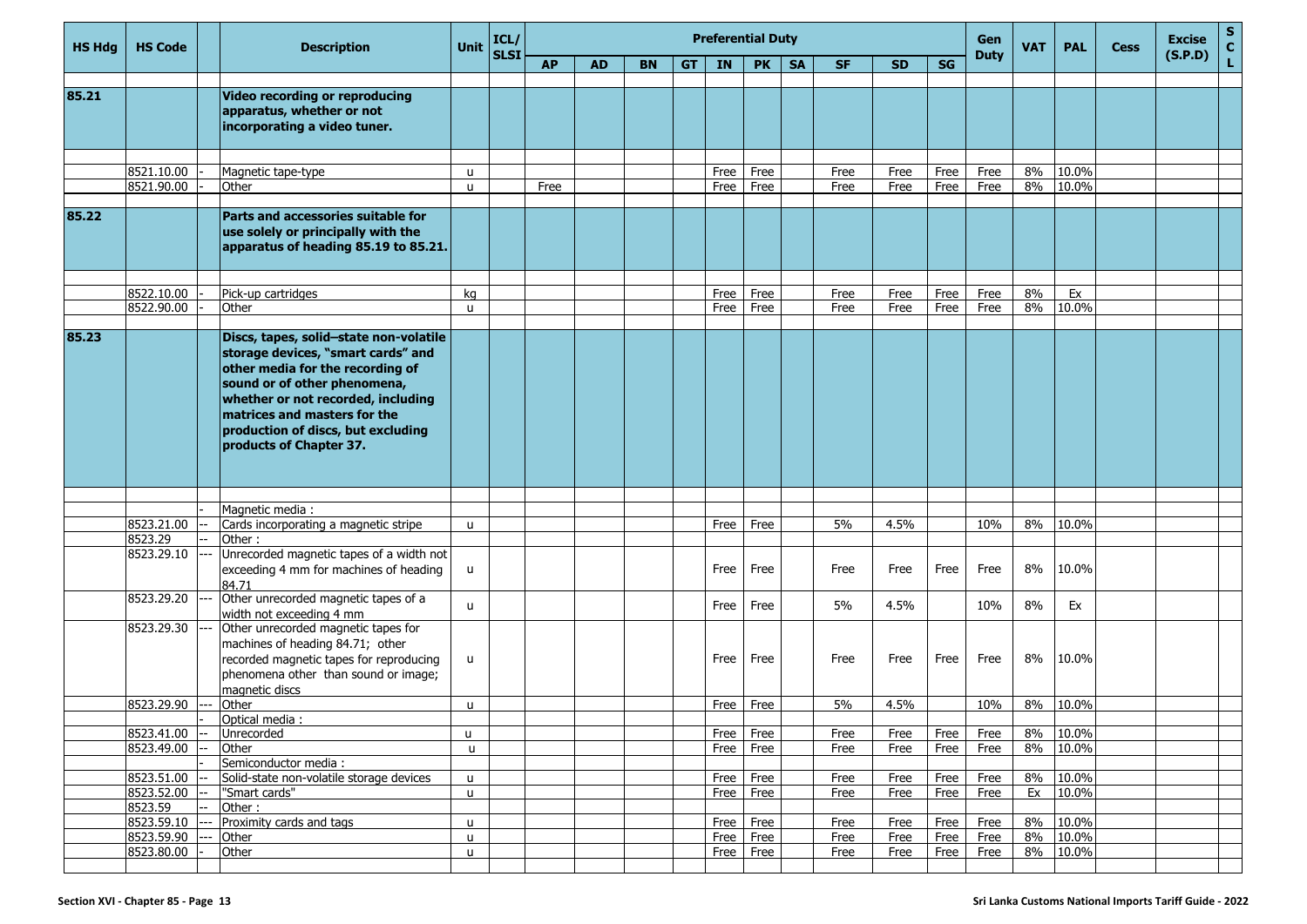| HS Hdg | HS Code | | Description | Unit | ICL/ SLSI | Preferential Duty | | | | | | | | | | Gen Duty | VAT | PAL | Cess | Excise (S.P.D) | S C L |
|---|---|---|---|---|---|---|---|---|---|---|---|---|---|---|---|---|---|---|---|---|---|
| | | | | | | AP | AD | BN | GT | IN | PK | SA | SF | SD | SG | | | | | | |
| 85.21 | | | **Video recording or reproducing apparatus, whether or not incorporating a video tuner.** | | | | | | | | | | | | | | | | | | |
| | 8521.10.00 | - | Magnetic tape-type | u | | | | | | Free | Free | | Free | Free | Free | Free | 8% | 10.0% | | | |
| | 8521.90.00 | - | Other | u | | Free | | | | Free | Free | | Free | Free | Free | Free | 8% | 10.0% | | | |
| 85.22 | | | **Parts and accessories suitable for use solely or principally with the apparatus of heading 85.19 to 85.21.** | | | | | | | | | | | | | | | | | | |
| | 8522.10.00 | - | Pick-up cartridges | kg | | | | | | Free | Free | | Free | Free | Free | Free | 8% | Ex | | | |
| | 8522.90.00 | - | Other | u | | | | | | Free | Free | | Free | Free | Free | Free | 8% | 10.0% | | | |
| 85.23 | | | **Discs, tapes, solid–state non-volatile storage devices, "smart cards" and other media for the recording of sound or of other phenomena, whether or not recorded, including matrices and masters for the production of discs, but excluding products of Chapter 37.** | | | | | | | | | | | | | | | | | | |
| | | - | Magnetic media : | | | | | | | | | | | | | | | | | | |
| | 8523.21.00 | -- | Cards incorporating a magnetic stripe | u | | | | | | Free | Free | | 5% | 4.5% | | 10% | 8% | 10.0% | | | |
| | 8523.29 | -- | Other : | | | | | | | | | | | | | | | | | | |
| | 8523.29.10 | --- | Unrecorded magnetic tapes of a width not exceeding 4 mm for machines of heading 84.71 | u | | | | | | Free | Free | | Free | Free | Free | Free | 8% | 10.0% | | | |
| | 8523.29.20 | --- | Other unrecorded magnetic tapes of a width not exceeding 4 mm | u | | | | | | Free | Free | | 5% | 4.5% | | 10% | 8% | Ex | | | |
| | 8523.29.30 | --- | Other unrecorded magnetic tapes for machines of heading 84.71; other recorded magnetic tapes for reproducing phenomena other than sound or image; magnetic discs | u | | | | | | Free | Free | | Free | Free | Free | Free | 8% | 10.0% | | | |
| | 8523.29.90 | --- | Other | u | | | | | | Free | Free | | 5% | 4.5% | | 10% | 8% | 10.0% | | | |
| | | - | Optical media : | | | | | | | | | | | | | | | | | | |
| | 8523.41.00 | -- | Unrecorded | u | | | | | | Free | Free | | Free | Free | Free | Free | 8% | 10.0% | | | |
| | 8523.49.00 | -- | Other | u | | | | | | Free | Free | | Free | Free | Free | Free | 8% | 10.0% | | | |
| | | - | Semiconductor media : | | | | | | | | | | | | | | | | | | |
| | 8523.51.00 | -- | Solid-state non-volatile storage devices | u | | | | | | Free | Free | | Free | Free | Free | Free | 8% | 10.0% | | | |
| | 8523.52.00 | -- | "Smart cards" | u | | | | | | Free | Free | | Free | Free | Free | Free | Ex | 10.0% | | | |
| | 8523.59 | -- | Other : | | | | | | | | | | | | | | | | | | |
| | 8523.59.10 | --- | Proximity cards and tags | u | | | | | | Free | Free | | Free | Free | Free | Free | 8% | 10.0% | | | |
| | 8523.59.90 | --- | Other | u | | | | | | Free | Free | | Free | Free | Free | Free | 8% | 10.0% | | | |
| | 8523.80.00 | - | Other | u | | | | | | Free | Free | | Free | Free | Free | Free | 8% | 10.0% | | | |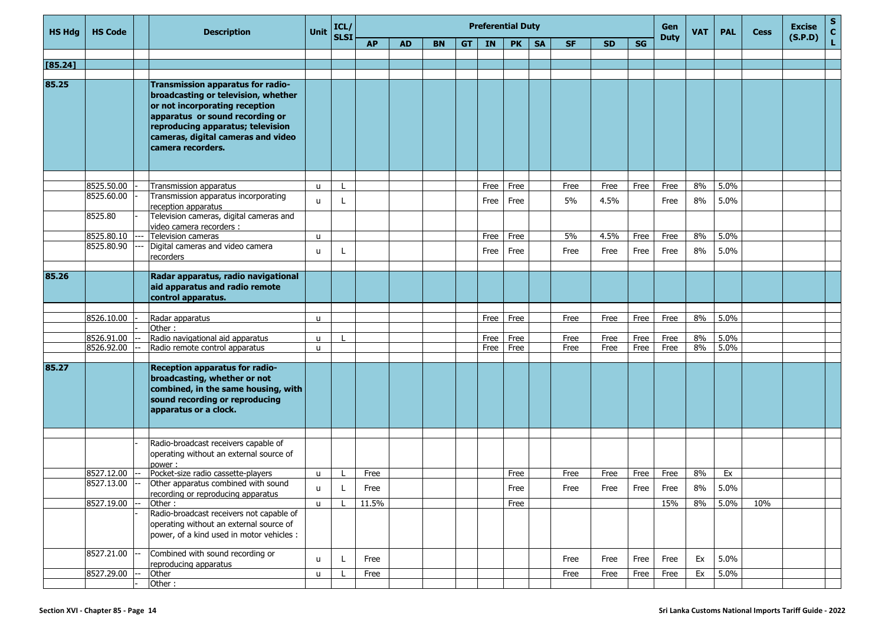| HS Hdg | HS Code | | Description | Unit | ICL/ SLSI | Preferential Duty | | | | | | | | | | Gen Duty | VAT | PAL | Cess | Excise (S.P.D) | S C L |
|---|---|---|---|---|---|---|---|---|---|---|---|---|---|---|---|---|---|---|---|---|---|
| | | | | | | AP | AD | BN | GT | IN | PK | SA | SF | SD | SG | | | | | | |
| [85.24] | | | | | | | | | | | | | | | | | | | | | |
| 85.25 | | | **Transmission apparatus for radio-broadcasting or television, whether or not incorporating reception apparatus or sound recording or reproducing apparatus; television cameras, digital cameras and video camera recorders.** | | | | | | | | | | | | | | | | | | |
| | 8525.50.00 | - | Transmission apparatus | u | L | | | | | Free | Free | | Free | Free | Free | Free | 8% | 5.0% | | | |
| | 8525.60.00 | - | Transmission apparatus incorporating reception apparatus | u | L | | | | | Free | Free | | 5% | 4.5% | | Free | 8% | 5.0% | | | |
| | 8525.80 | - | Television cameras, digital cameras and video camera recorders : | | | | | | | | | | | | | | | | | | |
| | 8525.80.10 | --- | Television cameras | u | | | | | | Free | Free | | 5% | 4.5% | Free | Free | 8% | 5.0% | | | |
| | 8525.80.90 | --- | Digital cameras and video camera recorders | u | L | | | | | Free | Free | | Free | Free | Free | Free | 8% | 5.0% | | | |
| 85.26 | | | **Radar apparatus, radio navigational aid apparatus and radio remote control apparatus.** | | | | | | | | | | | | | | | | | | |
| | 8526.10.00 | - | Radar apparatus | u | | | | | | Free | Free | | Free | Free | Free | Free | 8% | 5.0% | | | |
| | | - | Other : | | | | | | | | | | | | | | | | | | |
| | 8526.91.00 | -- | Radio navigational aid apparatus | u | L | | | | | Free | Free | | Free | Free | Free | Free | 8% | 5.0% | | | |
| | 8526.92.00 | -- | Radio remote control apparatus | u | | | | | | Free | Free | | Free | Free | Free | Free | 8% | 5.0% | | | |
| 85.27 | | | **Reception apparatus for radio-broadcasting, whether or not combined, in the same housing, with sound recording or reproducing apparatus or a clock.** | | | | | | | | | | | | | | | | | | |
| | | - | Radio-broadcast receivers capable of operating without an external source of power : | | | | | | | | | | | | | | | | | | |
| | 8527.12.00 | -- | Pocket-size radio cassette-players | u | L | Free | | | | | Free | | Free | Free | Free | Free | 8% | Ex | | | |
| | 8527.13.00 | -- | Other apparatus combined with sound recording or reproducing apparatus | u | L | Free | | | | | Free | | Free | Free | Free | Free | 8% | 5.0% | | | |
| | 8527.19.00 | -- | Other : | u | L | 11.5% | | | | | Free | | | | | 15% | 8% | 5.0% | 10% | | |
| | | - | Radio-broadcast receivers not capable of operating without an external source of power, of a kind used in motor vehicles : | | | | | | | | | | | | | | | | | | |
| | 8527.21.00 | -- | Combined with sound recording or reproducing apparatus | u | L | Free | | | | | | | Free | Free | Free | Free | Ex | 5.0% | | | |
| | 8527.29.00 | -- | Other | u | L | Free | | | | | | | Free | Free | Free | Free | Ex | 5.0% | | | |
| | | - | Other : | | | | | | | | | | | | | | | | | | |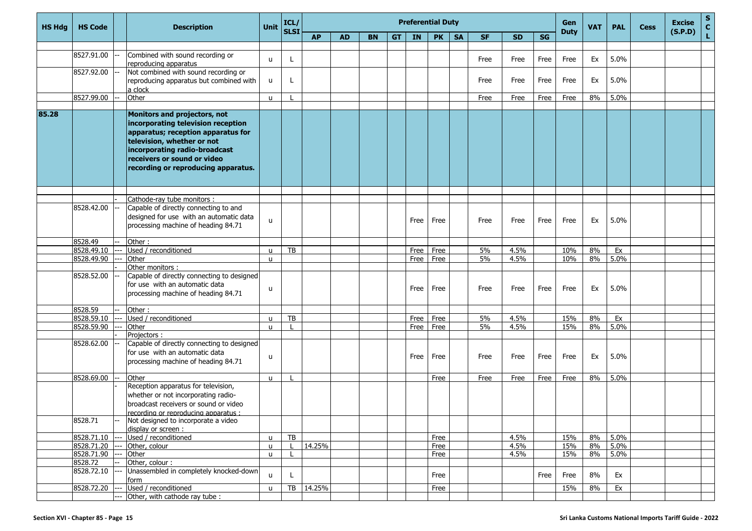| HS Hdg | HS Code | | Description | Unit | ICL/ SLSI | Preferential Duty | | | | | | | | | | Gen Duty | VAT | PAL | Cess | Excise (S.P.D) | S C L |
|---|---|---|---|---|---|---|---|---|---|---|---|---|---|---|---|---|---|---|---|---|---|
| | | | | | | AP | AD | BN | GT | IN | PK | SA | SF | SD | SG | | | | | | |
| | 8527.91.00 | -- | Combined with sound recording or reproducing apparatus | u | L | | | | | | | | Free | Free | Free | Free | Ex | 5.0% | | | |
| | 8527.92.00 | -- | Not combined with sound recording or reproducing apparatus but combined with a clock | u | L | | | | | | | | Free | Free | Free | Free | Ex | 5.0% | | | |
| | 8527.99.00 | -- | Other | u | L | | | | | | | | Free | Free | Free | Free | 8% | 5.0% | | | |
| **85.28** | | | **Monitors and projectors, not incorporating television reception apparatus; reception apparatus for television, whether or not incorporating radio-broadcast receivers or sound or video recording or reproducing apparatus.** | | | | | | | | | | | | | | | | | | |
| | | - | Cathode-ray tube monitors : | | | | | | | | | | | | | | | | | | |
| | 8528.42.00 | -- | Capable of directly connecting to and designed for use with an automatic data processing machine of heading 84.71 | u | | | | | | Free | Free | | Free | Free | Free | Free | Ex | 5.0% | | | |
| | 8528.49 | -- | Other : | | | | | | | | | | | | | | | | | | |
| | 8528.49.10 | --- | Used / reconditioned | u | TB | | | | | Free | Free | | 5% | 4.5% | | 10% | 8% | Ex | | | |
| | 8528.49.90 | --- | Other | u | | | | | | Free | Free | | 5% | 4.5% | | 10% | 8% | 5.0% | | | |
| | | - | Other monitors : | | | | | | | | | | | | | | | | | | |
| | 8528.52.00 | -- | Capable of directly connecting to designed for use with an automatic data processing machine of heading 84.71 | u | | | | | | Free | Free | | Free | Free | Free | Free | Ex | 5.0% | | | |
| | 8528.59 | -- | Other : | | | | | | | | | | | | | | | | | | |
| | 8528.59.10 | --- | Used / reconditioned | u | TB | | | | | Free | Free | | 5% | 4.5% | | 15% | 8% | Ex | | | |
| | 8528.59.90 | --- | Other | u | L | | | | | Free | Free | | 5% | 4.5% | | 15% | 8% | 5.0% | | | |
| | | - | Projectors : | | | | | | | | | | | | | | | | | | |
| | 8528.62.00 | -- | Capable of directly connecting to designed for use with an automatic data processing machine of heading 84.71 | u | | | | | | Free | Free | | Free | Free | Free | Free | Ex | 5.0% | | | |
| | 8528.69.00 | -- | Other | u | L | | | | | | Free | | Free | Free | Free | Free | 8% | 5.0% | | | |
| | | - | Reception apparatus for television, whether or not incorporating radio-broadcast receivers or sound or video recording or reproducing apparatus : | | | | | | | | | | | | | | | | | | |
| | 8528.71 | -- | Not designed to incorporate a video display or screen : | | | | | | | | | | | | | | | | | | |
| | 8528.71.10 | --- | Used / reconditioned | u | TB | | | | | | Free | | | 4.5% | | 15% | 8% | 5.0% | | | |
| | 8528.71.20 | --- | Other, colour | u | L | 14.25% | | | | | Free | | | 4.5% | | 15% | 8% | 5.0% | | | |
| | 8528.71.90 | --- | Other | u | L | | | | | | Free | | | 4.5% | | 15% | 8% | 5.0% | | | |
| | 8528.72 | -- | Other, colour : | | | | | | | | | | | | | | | | | | |
| | 8528.72.10 | --- | Unassembled in completely knocked-down form | u | L | | | | | | Free | | | | Free | Free | 8% | Ex | | | |
| | 8528.72.20 | --- | Used / reconditioned | u | TB | 14.25% | | | | | Free | | | | | 15% | 8% | Ex | | | |
| | | --- | Other, with cathode ray tube : | | | | | | | | | | | | | | | | | | |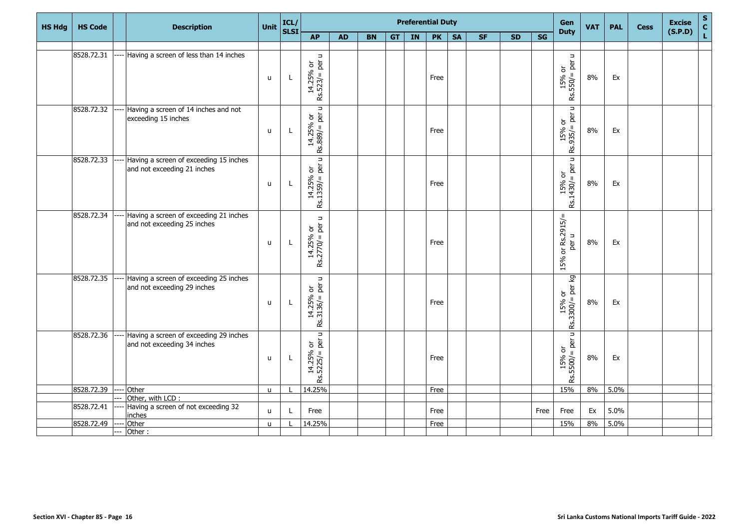| HS Hdg | HS Code | | Description | Unit | ICL/ SLSI | Preferential Duty | | | | | | | | | | Gen Duty | VAT | PAL | Cess | Excise (S.P.D) | S C L |
|---|---|---|---|---|---|---|---|---|---|---|---|---|---|---|---|---|---|---|---|---|---|
| | | | | | | AP | AD | BN | GT | IN | PK | SA | SF | SD | SG | | | | | | |
| | | | | | | | | | | | | | | | | | | | | | |
| | 8528.72.31 | ---- | Having a screen of less than 14 inches | u | L | 14.25% or Rs.523/= per u | | | | | Free | | | | | 15% or Rs.550/= per u | 8% | Ex | | | |
| | 8528.72.32 | ---- | Having a screen of 14 inches and not exceeding 15 inches | u | L | 14.25% or Rs.889/= per u | | | | | Free | | | | | 15% or Rs.935/= per u | 8% | Ex | | | |
| | 8528.72.33 | ---- | Having a screen of exceeding 15 inches and not exceeding 21 inches | u | L | 14.25% or Rs.1359/= per u | | | | | Free | | | | | 15% or Rs.1430/= per u | 8% | Ex | | | |
| | 8528.72.34 | ---- | Having a screen of exceeding 21 inches and not exceeding 25 inches | u | L | 14.25% or Rs.2770/= per u | | | | | Free | | | | | 15% or Rs.2915/= per u | 8% | Ex | | | |
| | 8528.72.35 | ---- | Having a screen of exceeding 25 inches and not exceeding 29 inches | u | L | 14.25% or Rs.3136/= per u | | | | | Free | | | | | 15% or Rs.3300/= per kg | 8% | Ex | | | |
| | 8528.72.36 | ---- | Having a screen of exceeding 29 inches and not exceeding 34 inches | u | L | 14.25% or Rs.5225/= per u | | | | | Free | | | | | 15% or Rs.5500/= per u | 8% | Ex | | | |
| | 8528.72.39 | ---- | Other | u | L | 14.25% | | | | | Free | | | | | 15% | 8% | 5.0% | | | |
| | | --- | Other, with LCD : | | | | | | | | | | | | | | | | | | |
| | 8528.72.41 | ---- | Having a screen of not exceeding 32 inches | u | L | Free | | | | | Free | | | | Free | Free | Ex | 5.0% | | | |
| | 8528.72.49 | ---- | Other | u | L | 14.25% | | | | | Free | | | | | 15% | 8% | 5.0% | | | |
| | | --- | Other : | | | | | | | | | | | | | | | | | | |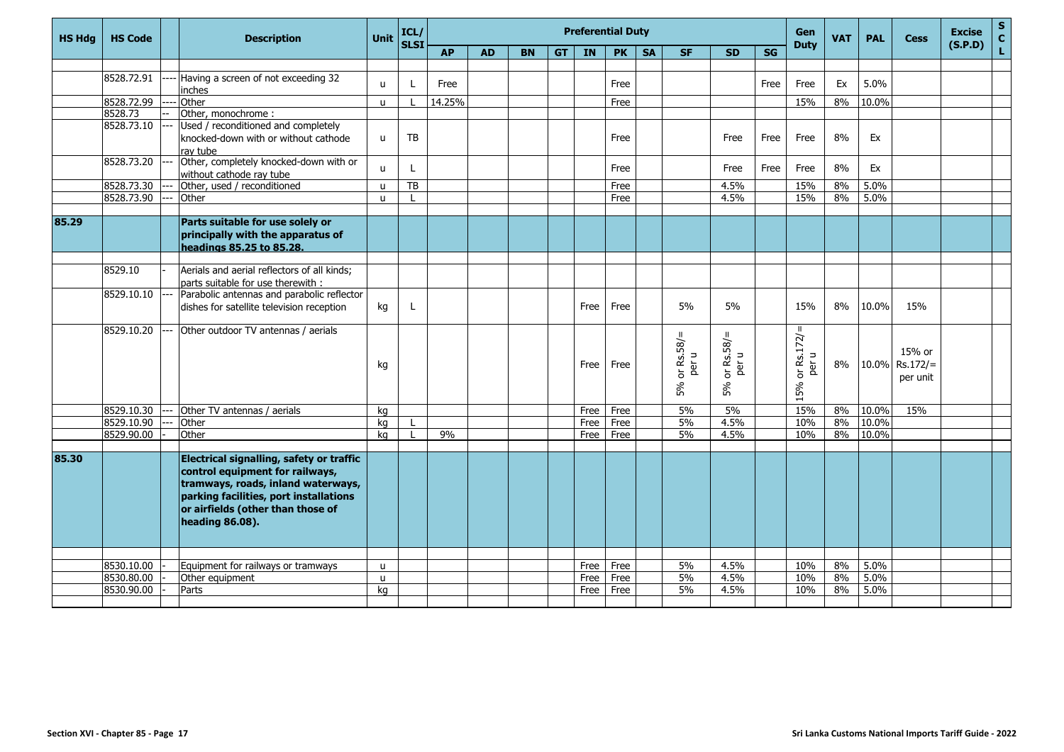| HS Hdg | HS Code | | Description | Unit | ICL/ SLSI | Preferential Duty | | | | | | | | | | Gen Duty | VAT | PAL | Cess | Excise (S.P.D) | S C L |
|---|---|---|---|---|---|---|---|---|---|---|---|---|---|---|---|---|---|---|---|---|---|
| | | | | | | AP | AD | BN | GT | IN | PK | SA | SF | SD | SG | | | | | | |
| | 8528.72.91 | ---- | Having a screen of not exceeding 32 inches | u | L | Free | | | | | Free | | | | Free | Free | Ex | 5.0% | | | |
| | 8528.72.99 | ---- | Other | u | L | 14.25% | | | | | Free | | | | | 15% | 8% | 10.0% | | | |
| | 8528.73 | -- | Other, monochrome : | | | | | | | | | | | | | | | | | | |
| | 8528.73.10 | --- | Used / reconditioned and completely knocked-down with or without cathode ray tube | u | TB | | | | | | Free | | | Free | Free | Free | 8% | Ex | | | |
| | 8528.73.20 | --- | Other, completely knocked-down with or without cathode ray tube | u | L | | | | | | Free | | | Free | Free | Free | 8% | Ex | | | |
| | 8528.73.30 | --- | Other, used / reconditioned | u | TB | | | | | | Free | | | 4.5% | | 15% | 8% | 5.0% | | | |
| | 8528.73.90 | --- | Other | u | L | | | | | | Free | | | 4.5% | | 15% | 8% | 5.0% | | | |
| **85.29** | | | **Parts suitable for use solely or principally with the apparatus of headings 85.25 to 85.28.** | | | | | | | | | | | | | | | | | | |
| | 8529.10 | - | Aerials and aerial reflectors of all kinds; parts suitable for use therewith : | | | | | | | | | | | | | | | | | | |
| | 8529.10.10 | --- | Parabolic antennas and parabolic reflector dishes for satellite television reception | kg | L | | | | | Free | Free | | 5% | 5% | | 15% | 8% | 10.0% | 15% | | |
| | 8529.10.20 | --- | Other outdoor TV antennas / aerials | kg | | | | | | Free | Free | | 5% or Rs.58/= per u | 5% or Rs.58/= per u | | 15% or Rs.172/= per u | 8% | 10.0% | 15% or Rs.172/= per unit | | |
| | 8529.10.30 | --- | Other TV antennas / aerials | kg | | | | | | Free | Free | | 5% | 5% | | 15% | 8% | 10.0% | 15% | | |
| | 8529.10.90 | --- | Other | kg | L | | | | | Free | Free | | 5% | 4.5% | | 10% | 8% | 10.0% | | | |
| | 8529.90.00 | - | Other | kg | L | 9% | | | | Free | Free | | 5% | 4.5% | | 10% | 8% | 10.0% | | | |
| **85.30** | | | **Electrical signalling, safety or traffic control equipment for railways, tramways, roads, inland waterways, parking facilities, port installations or airfields (other than those of heading 86.08).** | | | | | | | | | | | | | | | | | | |
| | 8530.10.00 | - | Equipment for railways or tramways | u | | | | | | Free | Free | | 5% | 4.5% | | 10% | 8% | 5.0% | | | |
| | 8530.80.00 | - | Other equipment | u | | | | | | Free | Free | | 5% | 4.5% | | 10% | 8% | 5.0% | | | |
| | 8530.90.00 | - | Parts | kg | | | | | | Free | Free | | 5% | 4.5% | | 10% | 8% | 5.0% | | | |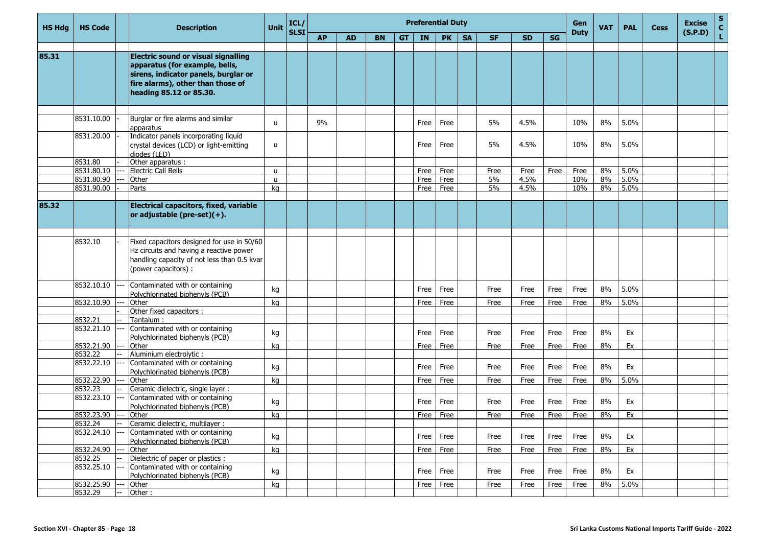| HS Hdg | HS Code | | Description | Unit | ICL/ SLSI | Preferential Duty | | | | | | | | | | Gen Duty | VAT | PAL | Cess | Excise (S.P.D) | S C L |
|---|---|---|---|---|---|---|---|---|---|---|---|---|---|---|---|---|---|---|---|---|---|
| | | | | | | AP | AD | BN | GT | IN | PK | SA | SF | SD | SG | | | | | | |
| 85.31 | | | **Electric sound or visual signalling apparatus (for example, bells, sirens, indicator panels, burglar or fire alarms), other than those of heading 85.12 or 85.30.** | | | | | | | | | | | | | | | | | | |
| | 8531.10.00 | - | Burglar or fire alarms and similar apparatus | u | | 9% | | | | Free | Free | | 5% | 4.5% | | 10% | 8% | 5.0% | | | |
| | 8531.20.00 | - | Indicator panels incorporating liquid crystal devices (LCD) or light-emitting diodes (LED) | u | | | | | | Free | Free | | 5% | 4.5% | | 10% | 8% | 5.0% | | | |
| | 8531.80 | - | Other apparatus : | | | | | | | | | | | | | | | | | | |
| | 8531.80.10 | --- | Electric Call Bells | u | | | | | | Free | Free | | Free | Free | Free | Free | 8% | 5.0% | | | |
| | 8531.80.90 | --- | Other | u | | | | | | Free | Free | | 5% | 4.5% | | 10% | 8% | 5.0% | | | |
| | 8531.90.00 | - | Parts | kg | | | | | | Free | Free | | 5% | 4.5% | | 10% | 8% | 5.0% | | | |
| 85.32 | | | **Electrical capacitors, fixed, variable or adjustable (pre-set)(+).** | | | | | | | | | | | | | | | | | | |
| | 8532.10 | - | Fixed capacitors designed for use in 50/60 Hz circuits and having a reactive power handling capacity of not less than 0.5 kvar (power capacitors) : | | | | | | | | | | | | | | | | | | |
| | 8532.10.10 | --- | Contaminated with or containing Polychlorinated biphenyls (PCB) | kg | | | | | | Free | Free | | Free | Free | Free | Free | 8% | 5.0% | | | |
| | 8532.10.90 | --- | Other | kg | | | | | | Free | Free | | Free | Free | Free | Free | 8% | 5.0% | | | |
| | | - | Other fixed capacitors : | | | | | | | | | | | | | | | | | | |
| | 8532.21 | -- | Tantalum : | | | | | | | | | | | | | | | | | | |
| | 8532.21.10 | --- | Contaminated with or containing Polychlorinated biphenyls (PCB) | kg | | | | | | Free | Free | | Free | Free | Free | Free | 8% | Ex | | | |
| | 8532.21.90 | --- | Other | kg | | | | | | Free | Free | | Free | Free | Free | Free | 8% | Ex | | | |
| | 8532.22 | -- | Aluminium electrolytic : | | | | | | | | | | | | | | | | | | |
| | 8532.22.10 | --- | Contaminated with or containing Polychlorinated biphenyls (PCB) | kg | | | | | | Free | Free | | Free | Free | Free | Free | 8% | Ex | | | |
| | 8532.22.90 | --- | Other | kg | | | | | | Free | Free | | Free | Free | Free | Free | 8% | 5.0% | | | |
| | 8532.23 | -- | Ceramic dielectric, single layer : | | | | | | | | | | | | | | | | | | |
| | 8532.23.10 | --- | Contaminated with or containing Polychlorinated biphenyls (PCB) | kg | | | | | | Free | Free | | Free | Free | Free | Free | 8% | Ex | | | |
| | 8532.23.90 | --- | Other | kg | | | | | | Free | Free | | Free | Free | Free | Free | 8% | Ex | | | |
| | 8532.24 | -- | Ceramic dielectric, multilayer : | | | | | | | | | | | | | | | | | | |
| | 8532.24.10 | --- | Contaminated with or containing Polychlorinated biphenyls (PCB) | kg | | | | | | Free | Free | | Free | Free | Free | Free | 8% | Ex | | | |
| | 8532.24.90 | --- | Other | kg | | | | | | Free | Free | | Free | Free | Free | Free | 8% | Ex | | | |
| | 8532.25 | -- | Dielectric of paper or plastics : | | | | | | | | | | | | | | | | | | |
| | 8532.25.10 | --- | Contaminated with or containing Polychlorinated biphenyls (PCB) | kg | | | | | | Free | Free | | Free | Free | Free | Free | 8% | Ex | | | |
| | 8532.25.90 | --- | Other | kg | | | | | | Free | Free | | Free | Free | Free | Free | 8% | 5.0% | | | |
| | 8532.29 | -- | Other : | | | | | | | | | | | | | | | | | | |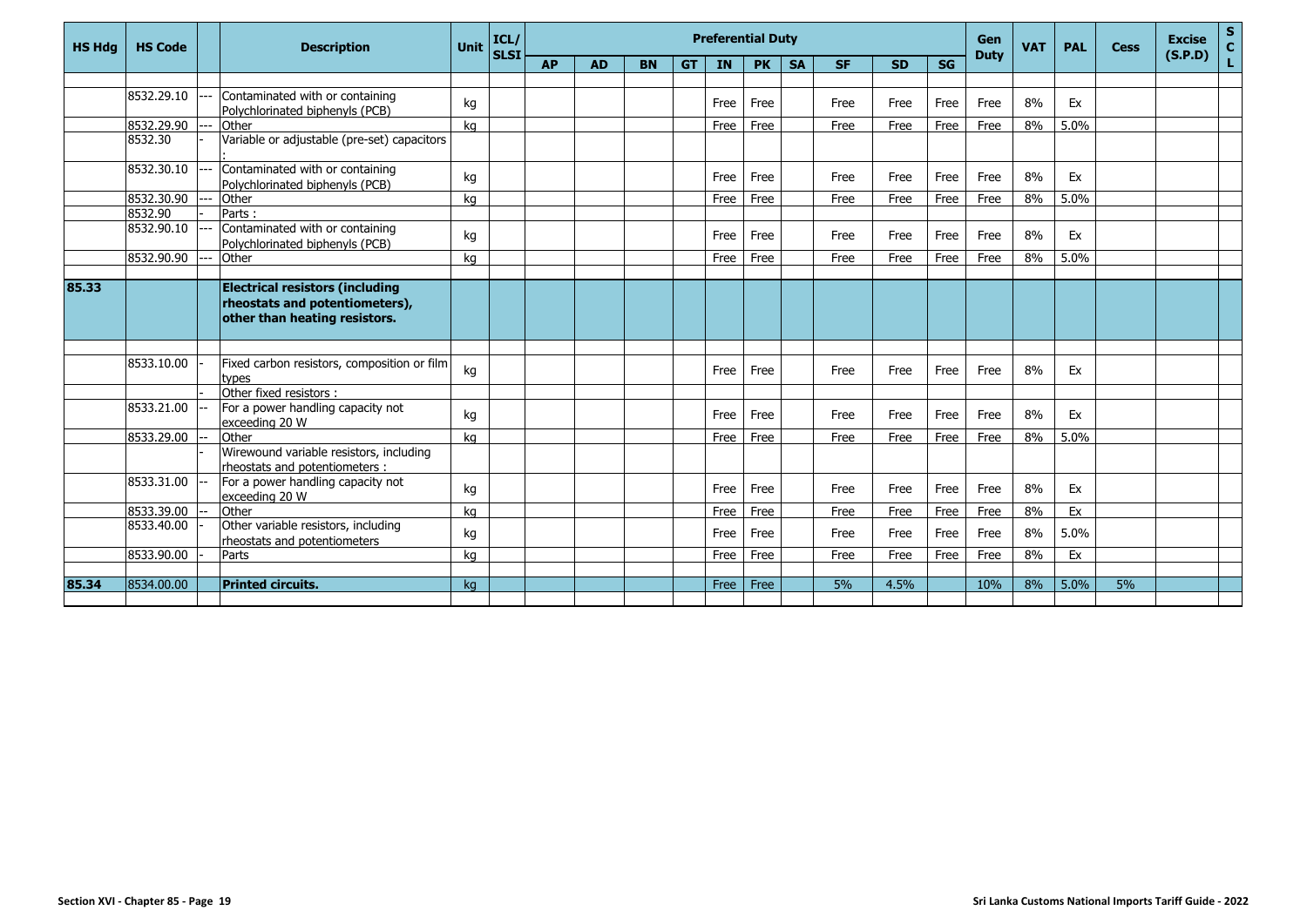| HS Hdg | HS Code | | Description | Unit | ICL/ SLSI | Preferential Duty | | | | | | | | | | Gen Duty | VAT | PAL | Cess | Excise (S.P.D) | S C L |
|---|---|---|---|---|---|---|---|---|---|---|---|---|---|---|---|---|---|---|---|---|---|
| | | | | | | AP | AD | BN | GT | IN | PK | SA | SF | SD | SG | | | | | | |
| | | | | | | | | | | | | | | | | | | | | | |
| | 8532.29.10 | --- | Contaminated with or containing Polychlorinated biphenyls (PCB) | kg | | | | | | Free | Free | | Free | Free | Free | Free | 8% | Ex | | | |
| | 8532.29.90 | --- | Other | kg | | | | | | Free | Free | | Free | Free | Free | Free | 8% | 5.0% | | | |
| | 8532.30 | - | Variable or adjustable (pre-set) capacitors : | | | | | | | | | | | | | | | | | | |
| | 8532.30.10 | --- | Contaminated with or containing Polychlorinated biphenyls (PCB) | kg | | | | | | Free | Free | | Free | Free | Free | Free | 8% | Ex | | | |
| | 8532.30.90 | --- | Other | kg | | | | | | Free | Free | | Free | Free | Free | Free | 8% | 5.0% | | | |
| | 8532.90 | - | Parts : | | | | | | | | | | | | | | | | | | |
| | 8532.90.10 | --- | Contaminated with or containing Polychlorinated biphenyls (PCB) | kg | | | | | | Free | Free | | Free | Free | Free | Free | 8% | Ex | | | |
| | 8532.90.90 | --- | Other | kg | | | | | | Free | Free | | Free | Free | Free | Free | 8% | 5.0% | | | |
| | | | | | | | | | | | | | | | | | | | | | |
| **85.33** | | | **Electrical resistors (including rheostats and potentiometers), other than heating resistors.** | | | | | | | | | | | | | | | | | | |
| | | | | | | | | | | | | | | | | | | | | | |
| | 8533.10.00 | - | Fixed carbon resistors, composition or film types | kg | | | | | | Free | Free | | Free | Free | Free | Free | 8% | Ex | | | |
| | | - | Other fixed resistors : | | | | | | | | | | | | | | | | | | |
| | 8533.21.00 | -- | For a power handling capacity not exceeding 20 W | kg | | | | | | Free | Free | | Free | Free | Free | Free | 8% | Ex | | | |
| | 8533.29.00 | -- | Other | kg | | | | | | Free | Free | | Free | Free | Free | Free | 8% | 5.0% | | | |
| | | - | Wirewound variable resistors, including rheostats and potentiometers : | | | | | | | | | | | | | | | | | | |
| | 8533.31.00 | -- | For a power handling capacity not exceeding 20 W | kg | | | | | | Free | Free | | Free | Free | Free | Free | 8% | Ex | | | |
| | 8533.39.00 | -- | Other | kg | | | | | | Free | Free | | Free | Free | Free | Free | 8% | Ex | | | |
| | 8533.40.00 | - | Other variable resistors, including rheostats and potentiometers | kg | | | | | | Free | Free | | Free | Free | Free | Free | 8% | 5.0% | | | |
| | 8533.90.00 | - | Parts | kg | | | | | | Free | Free | | Free | Free | Free | Free | 8% | Ex | | | |
| | | | | | | | | | | | | | | | | | | | | | |
| **85.34** | 8534.00.00 | | **Printed circuits.** | kg | | | | | | Free | Free | | 5% | 4.5% | | 10% | 8% | 5.0% | 5% | | |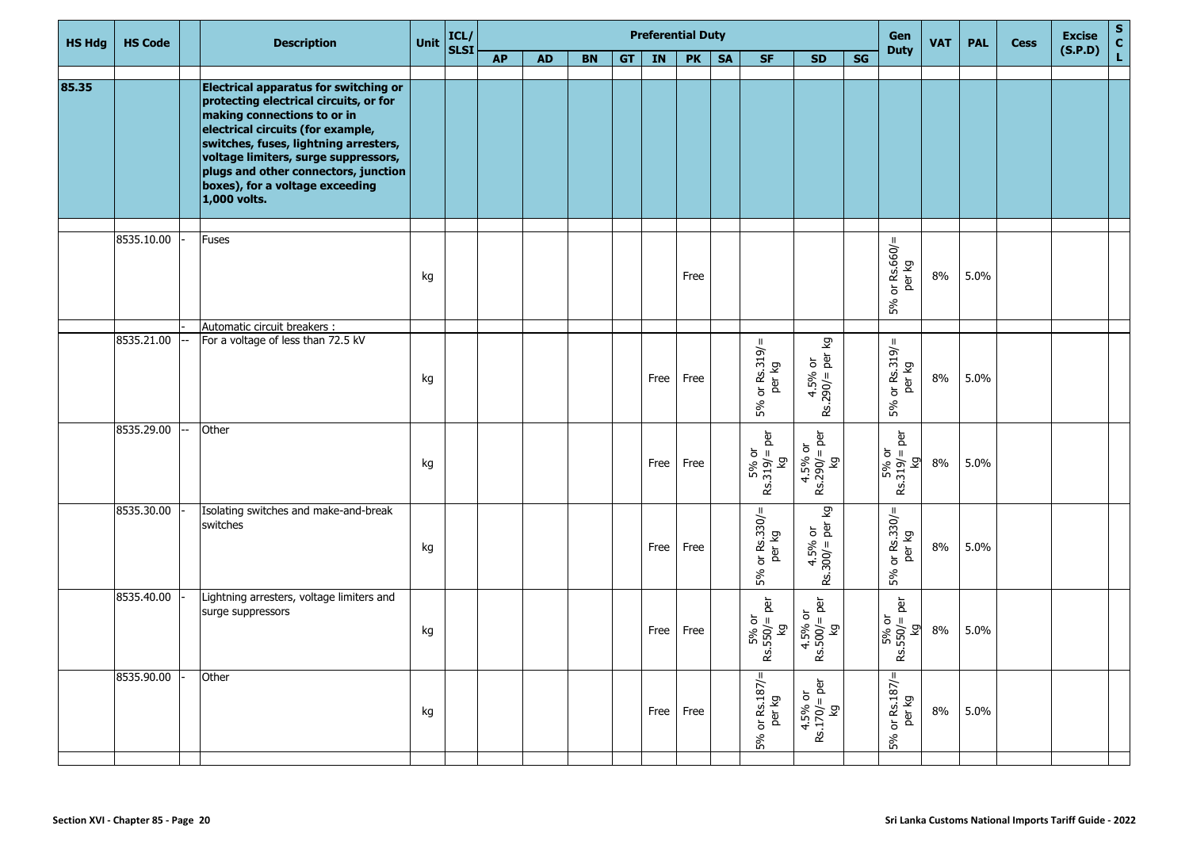| HS Hdg | HS Code | | Description | Unit | ICL/ SLSI | Preferential Duty | | | | | | | | | | Gen Duty | VAT | PAL | Cess | Excise (S.P.D) | S C L |
|---|---|---|---|---|---|---|---|---|---|---|---|---|---|---|---|---|---|---|---|---|---|
| | | | | | | AP | AD | BN | GT | IN | PK | SA | SF | SD | SG | | | | | | |
| 85.35 | | | **Electrical apparatus for switching or protecting electrical circuits, or for making connections to or in electrical circuits (for example, switches, fuses, lightning arresters, voltage limiters, surge suppressors, plugs and other connectors, junction boxes), for a voltage exceeding 1,000 volts.** | | | | | | | | | | | | | | | | | | |
| | 8535.10.00 | - | Fuses | kg | | | | | | | Free | | | | | 5% or Rs.660/= per kg | 8% | 5.0% | | | |
| | | - | Automatic circuit breakers : | | | | | | | | | | | | | | | | | | |
| | 8535.21.00 | -- | For a voltage of less than 72.5 kV | kg | | | | | | Free | Free | | 5% or Rs.319/= per kg | 4.5% or Rs.290/= per kg | | 5% or Rs.319/= per kg | 8% | 5.0% | | | |
| | 8535.29.00 | -- | Other | kg | | | | | | Free | Free | | 5% or Rs.319/= per kg | 4.5% or Rs.290/= per kg | | 5% or Rs.319/= per kg | 8% | 5.0% | | | |
| | 8535.30.00 | - | Isolating switches and make-and-break switches | kg | | | | | | Free | Free | | 5% or Rs.330/= per kg | 4.5% or Rs.300/= per kg | | 5% or Rs.330/= per kg | 8% | 5.0% | | | |
| | 8535.40.00 | - | Lightning arresters, voltage limiters and surge suppressors | kg | | | | | | Free | Free | | 5% or Rs.550/= per kg | 4.5% or Rs.500/= per kg | | 5% or Rs.550/= per kg | 8% | 5.0% | | | |
| | 8535.90.00 | - | Other | kg | | | | | | Free | Free | | 5% or Rs.187/= per kg | 4.5% or Rs.170/= per kg | | 5% or Rs.187/= per kg | 8% | 5.0% | | | |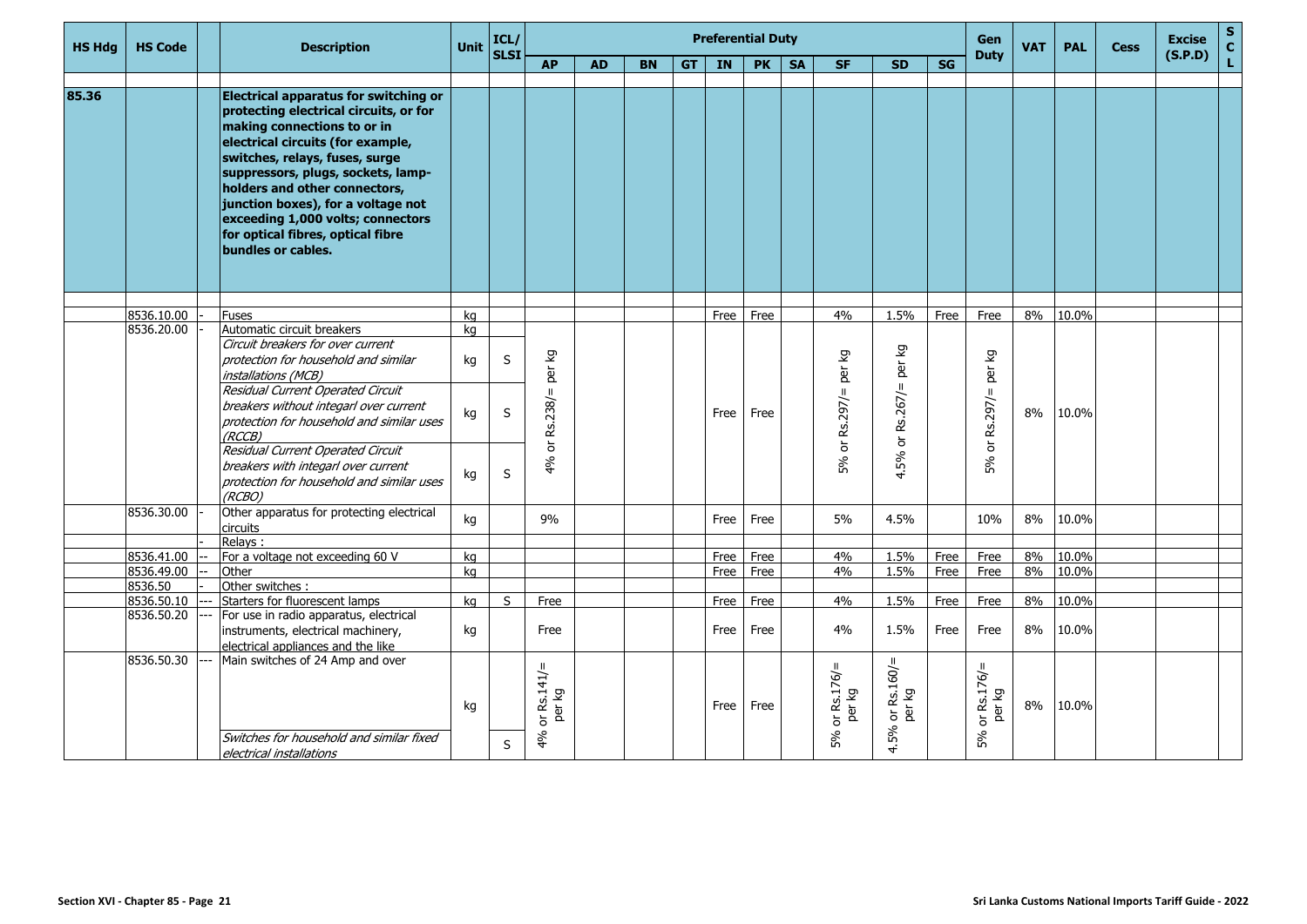| HS Hdg | HS Code | | Description | Unit | ICL/ SLSI | Preferential Duty | | | | | | | | | | Gen Duty | VAT | PAL | Cess | Excise (S.P.D) | S C L |
|---|---|---|---|---|---|---|---|---|---|---|---|---|---|---|---|---|---|---|---|---|---|
| | | | | | | AP | AD | BN | GT | IN | PK | SA | SF | SD | SG | | | | | | |
| 85.36 | | | **Electrical apparatus for switching or protecting electrical circuits, or for making connections to or in electrical circuits (for example, switches, relays, fuses, surge suppressors, plugs, sockets, lamp-holders and other connectors, junction boxes), for a voltage not exceeding 1,000 volts; connectors for optical fibres, optical fibre bundles or cables.** | | | | | | | | | | | | | | | | | | |
| | 8536.10.00 | - | Fuses | kg | | | | | | Free | Free | | 4% | 1.5% | Free | Free | 8% | 10.0% | | | |
| | 8536.20.00 | - | Automatic circuit breakers | kg | | | | | | | | | | | | | | | | | |
| | | | *Circuit breakers for over current protection for household and similar installations (MCB)* | kg | S | 4% or Rs.238/= per kg | | | | Free | Free | | 5% or Rs.297/= per kg | 4.5% or Rs.267/= per kg | | 5% or Rs.297/= per kg | 8% | 10.0% | | | |
| | | | *Residual Current Operated Circuit breakers without integarl over current protection for household and similar uses (RCCB)* | kg | S | | | | | | | | | | | | | | | | |
| | | | *Residual Current Operated Circuit breakers with integarl over current protection for household and similar uses (RCBO)* | kg | S | | | | | | | | | | | | | | | | |
| | 8536.30.00 | - | Other apparatus for protecting electrical circuits | kg | | 9% | | | | Free | Free | | 5% | 4.5% | | 10% | 8% | 10.0% | | | |
| | | - | Relays : | | | | | | | | | | | | | | | | | | |
| | 8536.41.00 | -- | For a voltage not exceeding 60 V | kg | | | | | | Free | Free | | 4% | 1.5% | Free | Free | 8% | 10.0% | | | |
| | 8536.49.00 | -- | Other | kg | | | | | | Free | Free | | 4% | 1.5% | Free | Free | 8% | 10.0% | | | |
| | 8536.50 | - | Other switches : | | | | | | | | | | | | | | | | | | |
| | 8536.50.10 | --- | Starters for fluorescent lamps | kg | S | Free | | | | Free | Free | | 4% | 1.5% | Free | Free | 8% | 10.0% | | | |
| | 8536.50.20 | --- | For use in radio apparatus, electrical instruments, electrical machinery, electrical appliances and the like | kg | | Free | | | | Free | Free | | 4% | 1.5% | Free | Free | 8% | 10.0% | | | |
| | 8536.50.30 | --- | Main switches of 24 Amp and over | kg | | 4% or Rs.141/= per kg | | | | Free | Free | | 5% or Rs.176/= per kg | 4.5% or Rs.160/= per kg | | 5% or Rs.176/= per kg | 8% | 10.0% | | | |
| | | | *Switches for household and similar fixed electrical installations* | | S | | | | | | | | | | | | | | | | |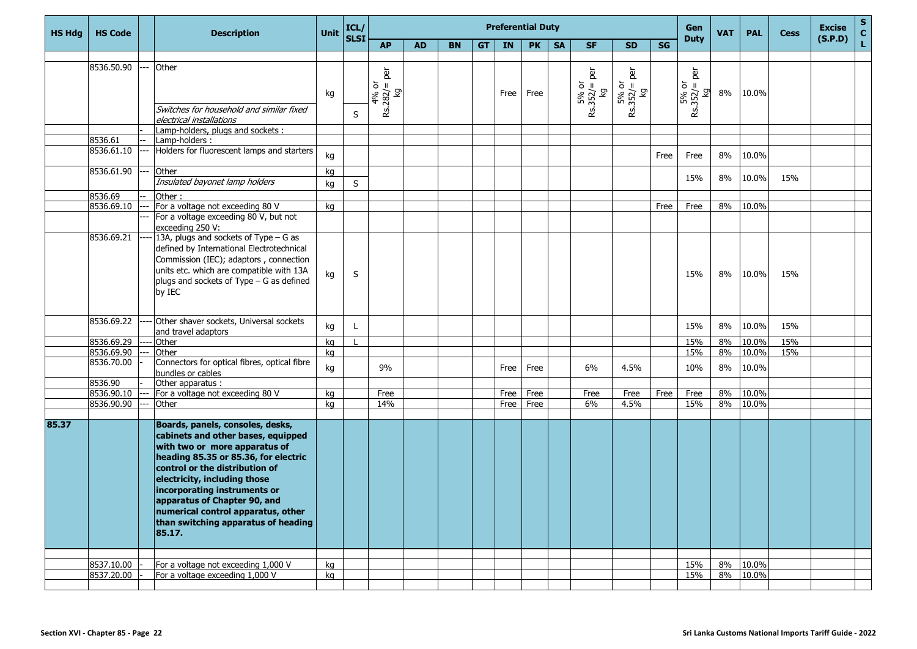| HS Hdg | HS Code | | Description | Unit | ICL/ SLSI | Preferential Duty | | | | | | | | | | Gen Duty | VAT | PAL | Cess | Excise (S.P.D) | S C L |
|---|---|---|---|---|---|---|---|---|---|---|---|---|---|---|---|---|---|---|---|---|---|
| | | | | | | AP | AD | BN | GT | IN | PK | SA | SF | SD | SG | | | | | | |
| | 8536.50.90 | --- | Other | kg | | 4% or Rs.282/= per kg | | | | Free | Free | | 5% or Rs.352/= per kg | 5% or Rs.352/= per kg | | 5% or Rs.352/= per kg | 8% | 10.0% | | | |
| | | | *Switches for household and similar fixed electrical installations* | | S | | | | | | | | | | | | | | | | |
| | | - | Lamp-holders, plugs and sockets : | | | | | | | | | | | | | | | | | | |
| | 8536.61 | -- | Lamp-holders : | | | | | | | | | | | | | | | | | | |
| | 8536.61.10 | --- | Holders for fluorescent lamps and starters | kg | | | | | | | | | | | Free | Free | 8% | 10.0% | | | |
| | 8536.61.90 | --- | Other | kg | | | | | | | | | | | | 15% | 8% | 10.0% | 15% | | |
| | | | *Insulated bayonet lamp holders* | kg | S | | | | | | | | | | | | | | | | |
| | 8536.69 | -- | Other : | | | | | | | | | | | | | | | | | | |
| | 8536.69.10 | --- | For a voltage not exceeding 80 V | kg | | | | | | | | | | | Free | Free | 8% | 10.0% | | | |
| | | --- | For a voltage exceeding 80 V, but not exceeding 250 V: | | | | | | | | | | | | | | | | | | |
| | 8536.69.21 | ---- | 13A, plugs and sockets of Type – G as defined by International Electrotechnical Commission (IEC); adaptors , connection units etc. which are compatible with 13A plugs and sockets of Type – G as defined by IEC | kg | S | | | | | | | | | | | 15% | 8% | 10.0% | 15% | | |
| | 8536.69.22 | ---- | Other shaver sockets, Universal sockets and travel adaptors | kg | L | | | | | | | | | | | 15% | 8% | 10.0% | 15% | | |
| | 8536.69.29 | ---- | Other | kg | L | | | | | | | | | | | 15% | 8% | 10.0% | 15% | | |
| | 8536.69.90 | --- | Other | kg | | | | | | | | | | | | 15% | 8% | 10.0% | 15% | | |
| | 8536.70.00 | - | Connectors for optical fibres, optical fibre bundles or cables | kg | | 9% | | | | Free | Free | | 6% | 4.5% | | 10% | 8% | 10.0% | | | |
| | 8536.90 | - | Other apparatus : | | | | | | | | | | | | | | | | | | |
| | 8536.90.10 | --- | For a voltage not exceeding 80 V | kg | | Free | | | | Free | Free | | Free | Free | Free | Free | 8% | 10.0% | | | |
| | 8536.90.90 | --- | Other | kg | | 14% | | | | Free | Free | | 6% | 4.5% | | 15% | 8% | 10.0% | | | |
| **85.37** | | | **Boards, panels, consoles, desks, cabinets and other bases, equipped with two or more apparatus of heading 85.35 or 85.36, for electric control or the distribution of electricity, including those incorporating instruments or apparatus of Chapter 90, and numerical control apparatus, other than switching apparatus of heading 85.17.** | | | | | | | | | | | | | | | | | | |
| | 8537.10.00 | - | For a voltage not exceeding 1,000 V | kg | | | | | | | | | | | | 15% | 8% | 10.0% | | | |
| | 8537.20.00 | - | For a voltage exceeding 1,000 V | kg | | | | | | | | | | | | 15% | 8% | 10.0% | | | |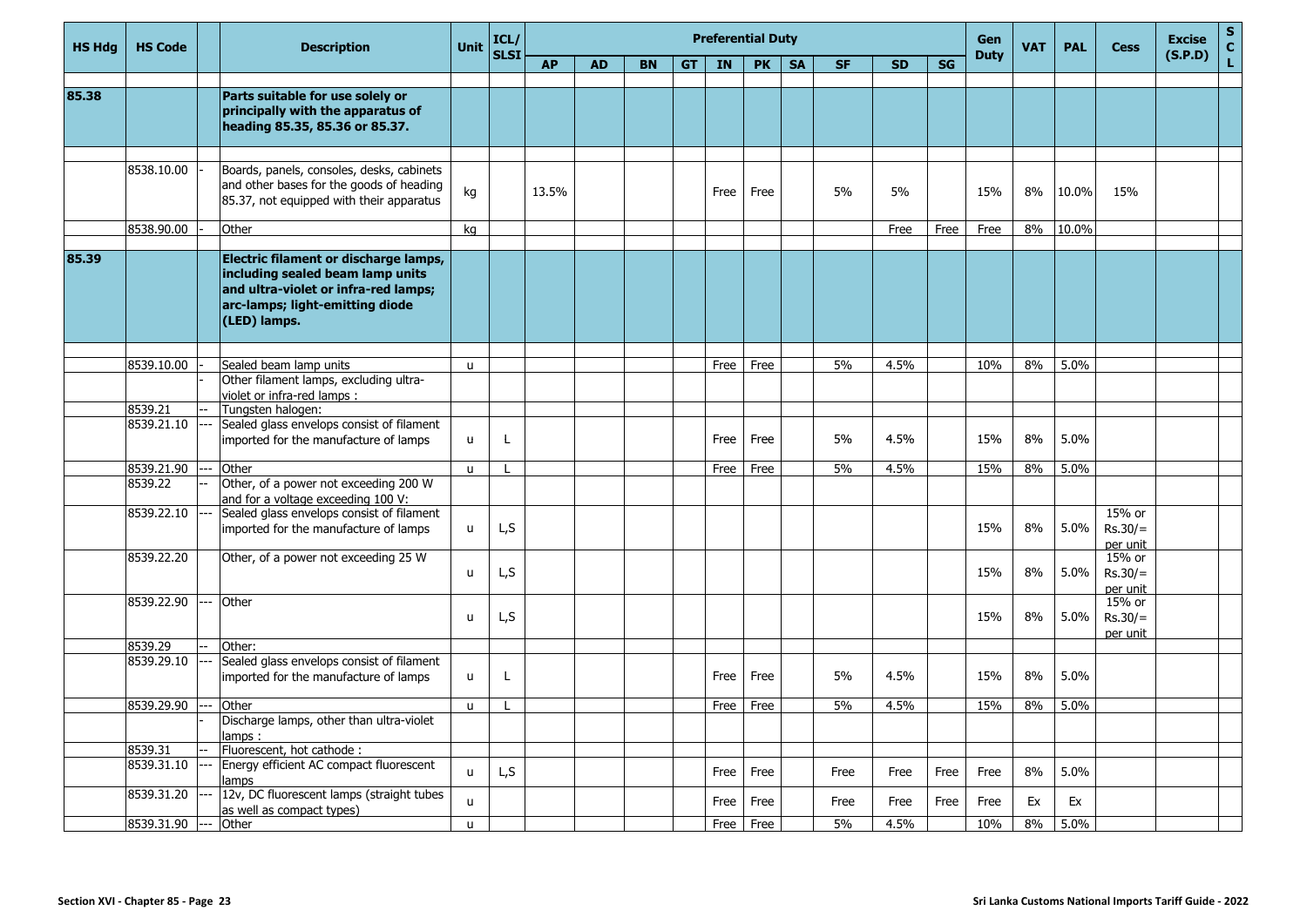| HS Hdg | HS Code | | Description | Unit | ICL/ SLSI | Preferential Duty | | | | | | | | | | Gen Duty | VAT | PAL | Cess | Excise (S.P.D) | SCL |
|---|---|---|---|---|---|---|---|---|---|---|---|---|---|---|---|---|---|---|---|---|---|
| | | | | | | AP | AD | BN | GT | IN | PK | SA | SF | SD | SG | | | | | | |
| 85.38 | | | **Parts suitable for use solely or principally with the apparatus of heading 85.35, 85.36 or 85.37.** | | | | | | | | | | | | | | | | | | |
| | 8538.10.00 | - | Boards, panels, consoles, desks, cabinets and other bases for the goods of heading 85.37, not equipped with their apparatus | kg | | 13.5% | | | | Free | Free | | 5% | 5% | | 15% | 8% | 10.0% | 15% | | |
| | 8538.90.00 | - | Other | kg | | | | | | | | | | Free | Free | Free | 8% | 10.0% | | | |
| 85.39 | | | **Electric filament or discharge lamps, including sealed beam lamp units and ultra-violet or infra-red lamps; arc-lamps; light-emitting diode (LED) lamps.** | | | | | | | | | | | | | | | | | | |
| | 8539.10.00 | - | Sealed beam lamp units | u | | | | | | Free | Free | | 5% | 4.5% | | 10% | 8% | 5.0% | | | |
| | | - | Other filament lamps, excluding ultra-violet or infra-red lamps : | | | | | | | | | | | | | | | | | | |
| | 8539.21 | -- | Tungsten halogen: | | | | | | | | | | | | | | | | | | |
| | 8539.21.10 | --- | Sealed glass envelops consist of filament imported for the manufacture of lamps | u | L | | | | | Free | Free | | 5% | 4.5% | | 15% | 8% | 5.0% | | | |
| | 8539.21.90 | --- | Other | u | L | | | | | Free | Free | | 5% | 4.5% | | 15% | 8% | 5.0% | | | |
| | 8539.22 | -- | Other, of a power not exceeding 200 W and for a voltage exceeding 100 V: | | | | | | | | | | | | | | | | | | |
| | 8539.22.10 | --- | Sealed glass envelops consist of filament imported for the manufacture of lamps | u | L,S | | | | | | | | | | | 15% | 8% | 5.0% | 15% or Rs.30/= per unit | | |
| | 8539.22.20 | | Other, of a power not exceeding 25 W | u | L,S | | | | | | | | | | | 15% | 8% | 5.0% | 15% or Rs.30/= per unit | | |
| | 8539.22.90 | --- | Other | u | L,S | | | | | | | | | | | 15% | 8% | 5.0% | 15% or Rs.30/= per unit | | |
| | 8539.29 | -- | Other: | | | | | | | | | | | | | | | | | | |
| | 8539.29.10 | --- | Sealed glass envelops consist of filament imported for the manufacture of lamps | u | L | | | | | Free | Free | | 5% | 4.5% | | 15% | 8% | 5.0% | | | |
| | 8539.29.90 | --- | Other | u | L | | | | | Free | Free | | 5% | 4.5% | | 15% | 8% | 5.0% | | | |
| | | - | Discharge lamps, other than ultra-violet lamps : | | | | | | | | | | | | | | | | | | |
| | 8539.31 | -- | Fluorescent, hot cathode : | | | | | | | | | | | | | | | | | | |
| | 8539.31.10 | --- | Energy efficient AC compact fluorescent lamps | u | L,S | | | | | Free | Free | | Free | Free | Free | Free | 8% | 5.0% | | | |
| | 8539.31.20 | --- | 12v, DC fluorescent lamps (straight tubes as well as compact types) | u | | | | | | Free | Free | | Free | Free | Free | Free | Ex | Ex | | | |
| | 8539.31.90 | --- | Other | u | | | | | | Free | Free | | 5% | 4.5% | | 10% | 8% | 5.0% | | | |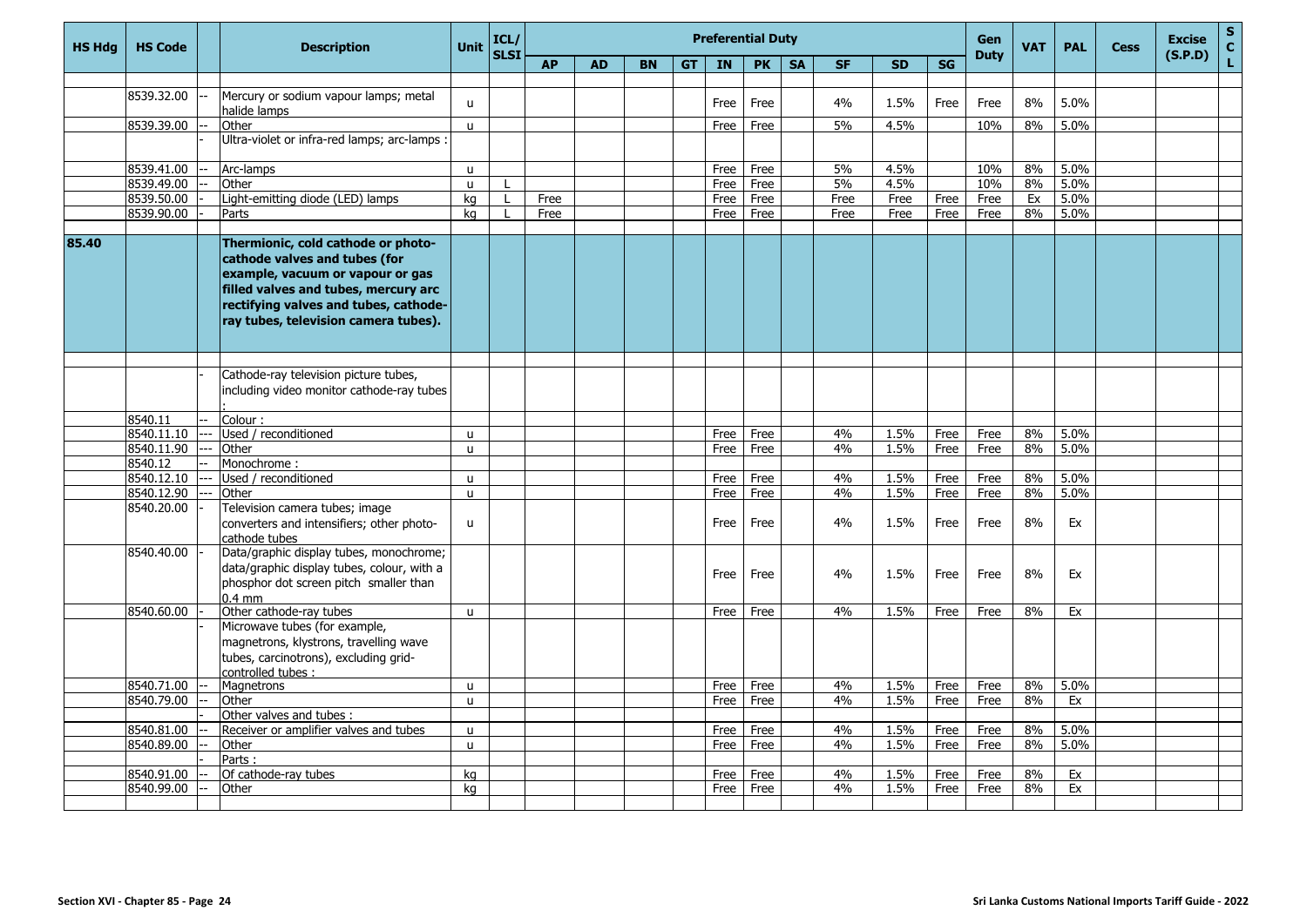| HS Hdg | HS Code | | Description | Unit | ICL/ SLSI | Preferential Duty | | | | | | | | | | Gen Duty | VAT | PAL | Cess | Excise (S.P.D) | S C L |
|---|---|---|---|---|---|---|---|---|---|---|---|---|---|---|---|---|---|---|---|---|---|
| | | | | | | AP | AD | BN | GT | IN | PK | SA | SF | SD | SG | | | | | | |
| | 8539.32.00 | -- | Mercury or sodium vapour lamps; metal halide lamps | u | | | | | | Free | Free | | 4% | 1.5% | Free | Free | 8% | 5.0% | | | |
| | 8539.39.00 | -- | Other | u | | | | | | Free | Free | | 5% | 4.5% | | 10% | 8% | 5.0% | | | |
| | | - | Ultra-violet or infra-red lamps; arc-lamps : | | | | | | | | | | | | | | | | | | |
| | 8539.41.00 | -- | Arc-lamps | u | | | | | | Free | Free | | 5% | 4.5% | | 10% | 8% | 5.0% | | | |
| | 8539.49.00 | -- | Other | u | L | | | | | Free | Free | | 5% | 4.5% | | 10% | 8% | 5.0% | | | |
| | 8539.50.00 | - | Light-emitting diode (LED) lamps | kg | L | Free | | | | Free | Free | | Free | Free | Free | Free | Ex | 5.0% | | | |
| | 8539.90.00 | - | Parts | kg | L | Free | | | | Free | Free | | Free | Free | Free | Free | 8% | 5.0% | | | |
| **85.40** | | | **Thermionic, cold cathode or photo-cathode valves and tubes (for example, vacuum or vapour or gas filled valves and tubes, mercury arc rectifying valves and tubes, cathode-ray tubes, television camera tubes).** | | | | | | | | | | | | | | | | | | |
| | | - | Cathode-ray television picture tubes, including video monitor cathode-ray tubes : | | | | | | | | | | | | | | | | | | |
| | 8540.11 | -- | Colour : | | | | | | | | | | | | | | | | | | |
| | 8540.11.10 | --- | Used / reconditioned | u | | | | | | Free | Free | | 4% | 1.5% | Free | Free | 8% | 5.0% | | | |
| | 8540.11.90 | --- | Other | u | | | | | | Free | Free | | 4% | 1.5% | Free | Free | 8% | 5.0% | | | |
| | 8540.12 | -- | Monochrome : | | | | | | | | | | | | | | | | | | |
| | 8540.12.10 | --- | Used / reconditioned | u | | | | | | Free | Free | | 4% | 1.5% | Free | Free | 8% | 5.0% | | | |
| | 8540.12.90 | --- | Other | u | | | | | | Free | Free | | 4% | 1.5% | Free | Free | 8% | 5.0% | | | |
| | 8540.20.00 | - | Television camera tubes; image converters and intensifiers; other photo-cathode tubes | u | | | | | | Free | Free | | 4% | 1.5% | Free | Free | 8% | Ex | | | |
| | 8540.40.00 | - | Data/graphic display tubes, monochrome; data/graphic display tubes, colour, with a phosphor dot screen pitch smaller than 0.4 mm | | | | | | | Free | Free | | 4% | 1.5% | Free | Free | 8% | Ex | | | |
| | 8540.60.00 | - | Other cathode-ray tubes | u | | | | | | Free | Free | | 4% | 1.5% | Free | Free | 8% | Ex | | | |
| | | - | Microwave tubes (for example, magnetrons, klystrons, travelling wave tubes, carcinotrons), excluding grid-controlled tubes : | | | | | | | | | | | | | | | | | | |
| | 8540.71.00 | -- | Magnetrons | u | | | | | | Free | Free | | 4% | 1.5% | Free | Free | 8% | 5.0% | | | |
| | 8540.79.00 | -- | Other | u | | | | | | Free | Free | | 4% | 1.5% | Free | Free | 8% | Ex | | | |
| | | - | Other valves and tubes : | | | | | | | | | | | | | | | | | | |
| | 8540.81.00 | -- | Receiver or amplifier valves and tubes | u | | | | | | Free | Free | | 4% | 1.5% | Free | Free | 8% | 5.0% | | | |
| | 8540.89.00 | -- | Other | u | | | | | | Free | Free | | 4% | 1.5% | Free | Free | 8% | 5.0% | | | |
| | | - | Parts : | | | | | | | | | | | | | | | | | | |
| | 8540.91.00 | -- | Of cathode-ray tubes | kg | | | | | | Free | Free | | 4% | 1.5% | Free | Free | 8% | Ex | | | |
| | 8540.99.00 | -- | Other | kg | | | | | | Free | Free | | 4% | 1.5% | Free | Free | 8% | Ex | | | |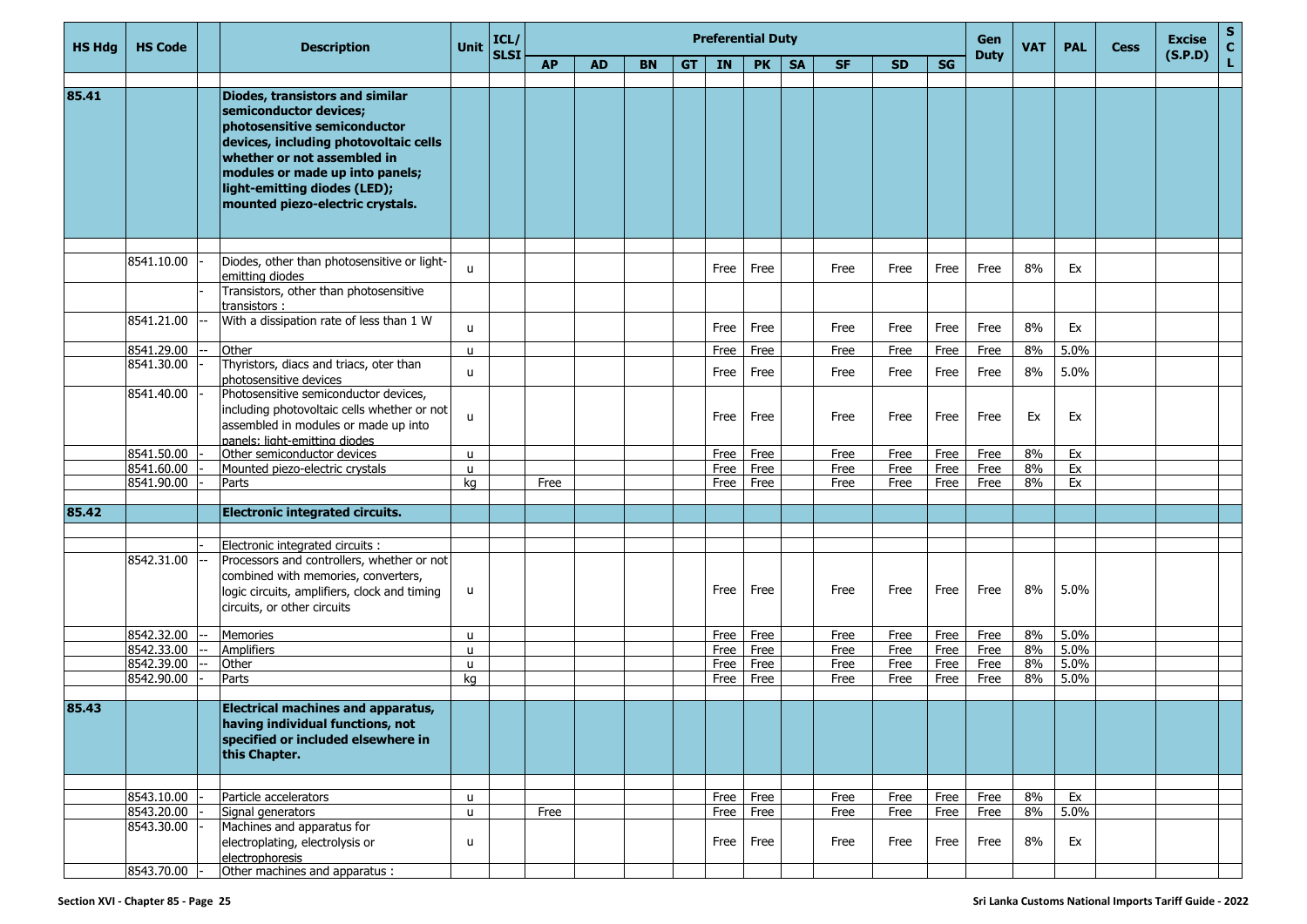| HS Hdg | HS Code | | Description | Unit | ICL/ SLSI | Preferential Duty | | | | | | | | | | Gen Duty | VAT | PAL | Cess | Excise (S.P.D) | S C L |
|---|---|---|---|---|---|---|---|---|---|---|---|---|---|---|---|---|---|---|---|---|---|
| | | | | | | AP | AD | BN | GT | IN | PK | SA | SF | SD | SG | | | | | | |
| **85.41** | | | **Diodes, transistors and similar semiconductor devices; photosensitive semiconductor devices, including photovoltaic cells whether or not assembled in modules or made up into panels; light-emitting diodes (LED); mounted piezo-electric crystals.** | | | | | | | | | | | | | | | | | | |
| | 8541.10.00 | - | Diodes, other than photosensitive or light-emitting diodes | u | | | | | | Free | Free | | Free | Free | Free | Free | 8% | Ex | | | |
| | | - | Transistors, other than photosensitive transistors : | | | | | | | | | | | | | | | | | | |
| | 8541.21.00 | -- | With a dissipation rate of less than 1 W | u | | | | | | Free | Free | | Free | Free | Free | Free | 8% | Ex | | | |
| | 8541.29.00 | -- | Other | u | | | | | | Free | Free | | Free | Free | Free | Free | 8% | 5.0% | | | |
| | 8541.30.00 | - | Thyristors, diacs and triacs, oter than photosensitive devices | u | | | | | | Free | Free | | Free | Free | Free | Free | 8% | 5.0% | | | |
| | 8541.40.00 | - | Photosensitive semiconductor devices, including photovoltaic cells whether or not assembled in modules or made up into panels; light-emitting diodes | u | | | | | | Free | Free | | Free | Free | Free | Free | Ex | Ex | | | |
| | 8541.50.00 | - | Other semiconductor devices | u | | | | | | Free | Free | | Free | Free | Free | Free | 8% | Ex | | | |
| | 8541.60.00 | - | Mounted piezo-electric crystals | u | | | | | | Free | Free | | Free | Free | Free | Free | 8% | Ex | | | |
| | 8541.90.00 | - | Parts | kg | | Free | | | | Free | Free | | Free | Free | Free | Free | 8% | Ex | | | |
| **85.42** | | | **Electronic integrated circuits.** | | | | | | | | | | | | | | | | | | |
| | | - | Electronic integrated circuits : | | | | | | | | | | | | | | | | | | |
| | 8542.31.00 | -- | Processors and controllers, whether or not combined with memories, converters, logic circuits, amplifiers, clock and timing circuits, or other circuits | u | | | | | | Free | Free | | Free | Free | Free | Free | 8% | 5.0% | | | |
| | 8542.32.00 | -- | Memories | u | | | | | | Free | Free | | Free | Free | Free | Free | 8% | 5.0% | | | |
| | 8542.33.00 | -- | Amplifiers | u | | | | | | Free | Free | | Free | Free | Free | Free | 8% | 5.0% | | | |
| | 8542.39.00 | -- | Other | u | | | | | | Free | Free | | Free | Free | Free | Free | 8% | 5.0% | | | |
| | 8542.90.00 | - | Parts | kg | | | | | | Free | Free | | Free | Free | Free | Free | 8% | 5.0% | | | |
| **85.43** | | | **Electrical machines and apparatus, having individual functions, not specified or included elsewhere in this Chapter.** | | | | | | | | | | | | | | | | | | |
| | 8543.10.00 | - | Particle accelerators | u | | | | | | Free | Free | | Free | Free | Free | Free | 8% | Ex | | | |
| | 8543.20.00 | - | Signal generators | u | | Free | | | | Free | Free | | Free | Free | Free | Free | 8% | 5.0% | | | |
| | 8543.30.00 | - | Machines and apparatus for electroplating, electrolysis or electrophoresis | u | | | | | | Free | Free | | Free | Free | Free | Free | 8% | Ex | | | |
| | 8543.70.00 | - | Other machines and apparatus : | | | | | | | | | | | | | | | | | | |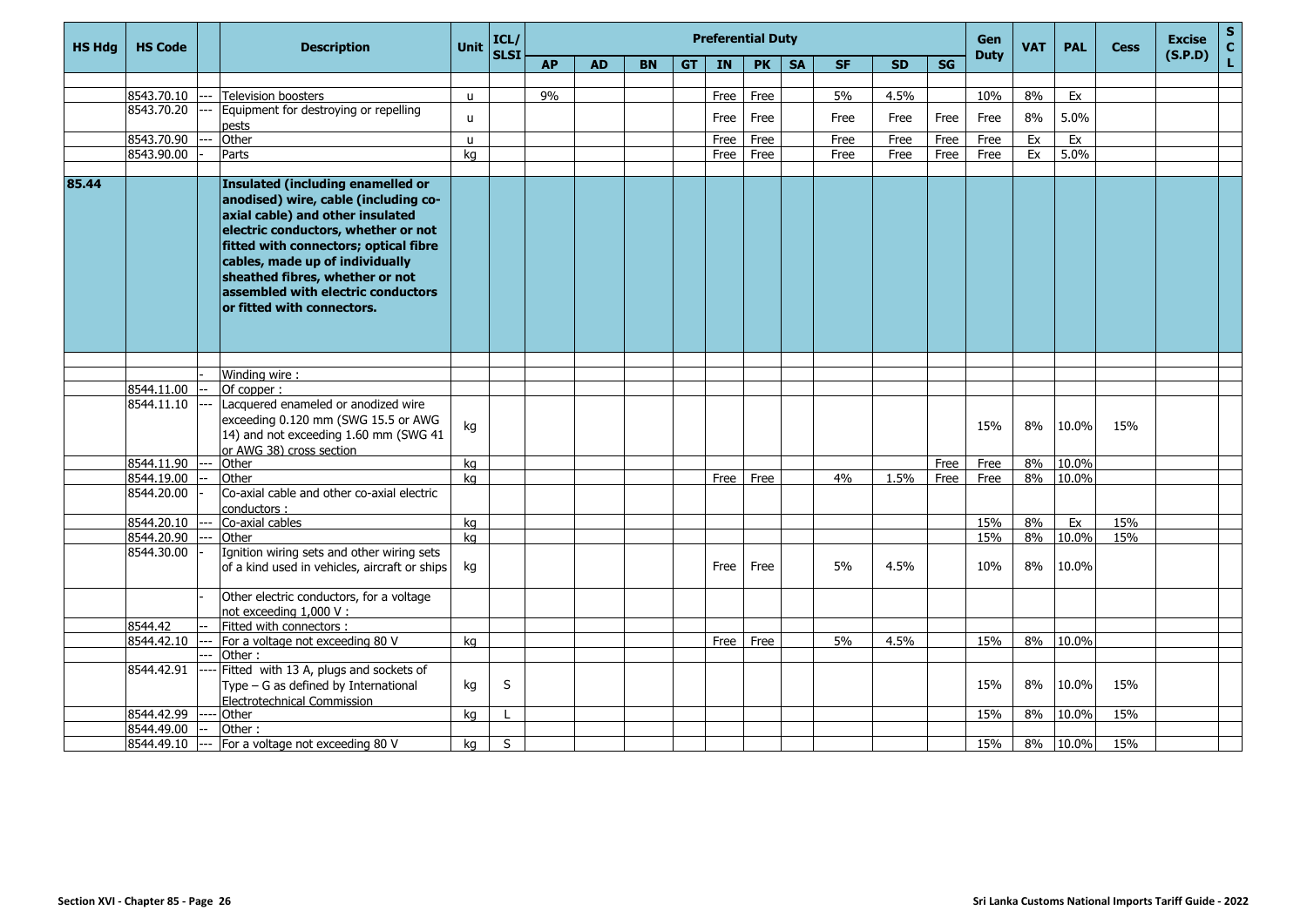| HS Hdg | HS Code | | Description | Unit | ICL/ SLSI | Preferential Duty | | | | | | | | | | Gen Duty | VAT | PAL | Cess | Excise (S.P.D) | S C L |
|---|---|---|---|---|---|---|---|---|---|---|---|---|---|---|---|---|---|---|---|---|---|
| | | | | | | AP | AD | BN | GT | IN | PK | SA | SF | SD | SG | | | | | | |
| | | | | | | | | | | | | | | | | | | | | | |
| | 8543.70.10 | --- | Television boosters | u | | 9% | | | | Free | Free | | 5% | 4.5% | | 10% | 8% | Ex | | | |
| | 8543.70.20 | --- | Equipment for destroying or repelling pests | u | | | | | | Free | Free | | Free | Free | Free | Free | 8% | 5.0% | | | |
| | 8543.70.90 | --- | Other | u | | | | | | Free | Free | | Free | Free | Free | Free | Ex | Ex | | | |
| | 8543.90.00 | - | Parts | kg | | | | | | Free | Free | | Free | Free | Free | Free | Ex | 5.0% | | | |
| | | | | | | | | | | | | | | | | | | | | | |
| **85.44** | | | **Insulated (including enamelled or anodised) wire, cable (including co-axial cable) and other insulated electric conductors, whether or not fitted with connectors; optical fibre cables, made up of individually sheathed fibres, whether or not assembled with electric conductors or fitted with connectors.** | | | | | | | | | | | | | | | | | | |
| | | | | | | | | | | | | | | | | | | | | | |
| | | - | Winding wire : | | | | | | | | | | | | | | | | | | |
| | 8544.11.00 | -- | Of copper : | | | | | | | | | | | | | | | | | | |
| | 8544.11.10 | --- | Lacquered enameled or anodized wire exceeding 0.120 mm (SWG 15.5 or AWG 14) and not exceeding 1.60 mm (SWG 41 or AWG 38) cross section | kg | | | | | | | | | | | | 15% | 8% | 10.0% | 15% | | |
| | 8544.11.90 | --- | Other | kg | | | | | | | | | | | Free | Free | 8% | 10.0% | | | |
| | 8544.19.00 | -- | Other | kg | | | | | | Free | Free | | 4% | 1.5% | Free | Free | 8% | 10.0% | | | |
| | 8544.20.00 | - | Co-axial cable and other co-axial electric conductors : | | | | | | | | | | | | | | | | | | |
| | 8544.20.10 | --- | Co-axial cables | kg | | | | | | | | | | | | 15% | 8% | Ex | 15% | | |
| | 8544.20.90 | --- | Other | kg | | | | | | | | | | | | 15% | 8% | 10.0% | 15% | | |
| | 8544.30.00 | - | Ignition wiring sets and other wiring sets of a kind used in vehicles, aircraft or ships | kg | | | | | | Free | Free | | 5% | 4.5% | | 10% | 8% | 10.0% | | | |
| | | - | Other electric conductors, for a voltage not exceeding 1,000 V : | | | | | | | | | | | | | | | | | | |
| | 8544.42 | -- | Fitted with connectors : | | | | | | | | | | | | | | | | | | |
| | 8544.42.10 | --- | For a voltage not exceeding 80 V | kg | | | | | | Free | Free | | 5% | 4.5% | | 15% | 8% | 10.0% | | | |
| | | --- | Other : | | | | | | | | | | | | | | | | | | |
| | 8544.42.91 | ---- | Fitted with 13 A, plugs and sockets of Type – G as defined by International Electrotechnical Commission | kg | S | | | | | | | | | | | 15% | 8% | 10.0% | 15% | | |
| | 8544.42.99 | ---- | Other | kg | L | | | | | | | | | | | 15% | 8% | 10.0% | 15% | | |
| | 8544.49.00 | -- | Other : | | | | | | | | | | | | | | | | | | |
| | 8544.49.10 | --- | For a voltage not exceeding 80 V | kg | S | | | | | | | | | | | 15% | 8% | 10.0% | 15% | | |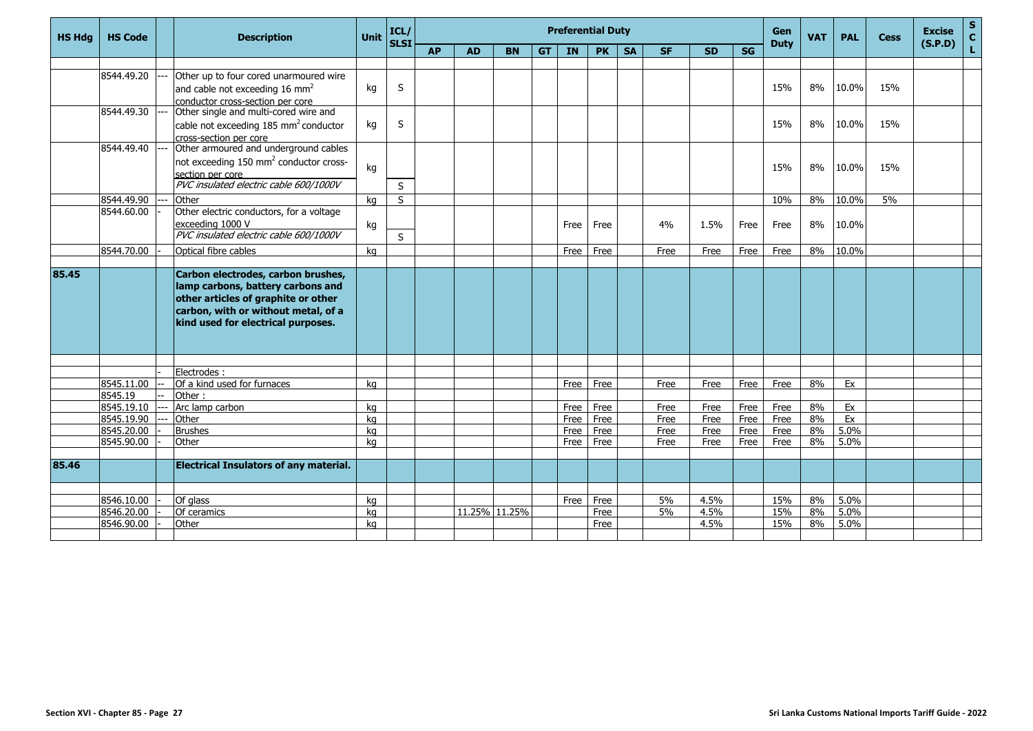| HS Hdg | HS Code | | Description | Unit | ICL/ SLSI | Preferential Duty | | | | | | | | | | Gen Duty | VAT | PAL | Cess | Excise (S.P.D) | S C L |
|---|---|---|---|---|---|---|---|---|---|---|---|---|---|---|---|---|---|---|---|---|---|
| | | | | | | AP | AD | BN | GT | IN | PK | SA | SF | SD | SG | | | | | | |
| | 8544.49.20 | --- | Other up to four cored unarmoured wire and cable not exceeding 16 mm$^2$ conductor cross-section per core | kg | S | | | | | | | | | | | 15% | 8% | 10.0% | 15% | | |
| | 8544.49.30 | --- | Other single and multi-cored wire and cable not exceeding 185 mm$^2$ conductor cross-section per core | kg | S | | | | | | | | | | | 15% | 8% | 10.0% | 15% | | |
| | 8544.49.40 | --- | Other armoured and underground cables not exceeding 150 mm$^2$ conductor cross-section per core | kg | | | | | | | | | | | | 15% | 8% | 10.0% | 15% | | |
| | | | *PVC insulated electric cable 600/1000V* | | S | | | | | | | | | | | | | | | | |
| | 8544.49.90 | --- | Other | kg | S | | | | | | | | | | | 10% | 8% | 10.0% | 5% | | |
| | 8544.60.00 | - | Other electric conductors, for a voltage exceeding 1000 V | kg | | | | | | Free | Free | | 4% | 1.5% | Free | Free | 8% | 10.0% | | | |
| | | | *PVC insulated electric cable 600/1000V* | | S | | | | | | | | | | | | | | | | |
| | 8544.70.00 | - | Optical fibre cables | kg | | | | | | Free | Free | | Free | Free | Free | Free | 8% | 10.0% | | | |
| **85.45** | | | **Carbon electrodes, carbon brushes, lamp carbons, battery carbons and other articles of graphite or other carbon, with or without metal, of a kind used for electrical purposes.** | | | | | | | | | | | | | | | | | | |
| | | - | Electrodes : | | | | | | | | | | | | | | | | | | |
| | 8545.11.00 | -- | Of a kind used for furnaces | kg | | | | | | Free | Free | | Free | Free | Free | Free | 8% | Ex | | | |
| | 8545.19 | -- | Other : | | | | | | | | | | | | | | | | | | |
| | 8545.19.10 | --- | Arc lamp carbon | kg | | | | | | Free | Free | | Free | Free | Free | Free | 8% | Ex | | | |
| | 8545.19.90 | --- | Other | kg | | | | | | Free | Free | | Free | Free | Free | Free | 8% | Ex | | | |
| | 8545.20.00 | - | Brushes | kg | | | | | | Free | Free | | Free | Free | Free | Free | 8% | 5.0% | | | |
| | 8545.90.00 | - | Other | kg | | | | | | Free | Free | | Free | Free | Free | Free | 8% | 5.0% | | | |
| **85.46** | | | **Electrical Insulators of any material.** | | | | | | | | | | | | | | | | | | |
| | 8546.10.00 | - | Of glass | kg | | | | | | Free | Free | | 5% | 4.5% | | 15% | 8% | 5.0% | | | |
| | 8546.20.00 | - | Of ceramics | kg | | | 11.25% | 11.25% | | | Free | | 5% | 4.5% | | 15% | 8% | 5.0% | | | |
| | 8546.90.00 | - | Other | kg | | | | | | | Free | | | 4.5% | | 15% | 8% | 5.0% | | | |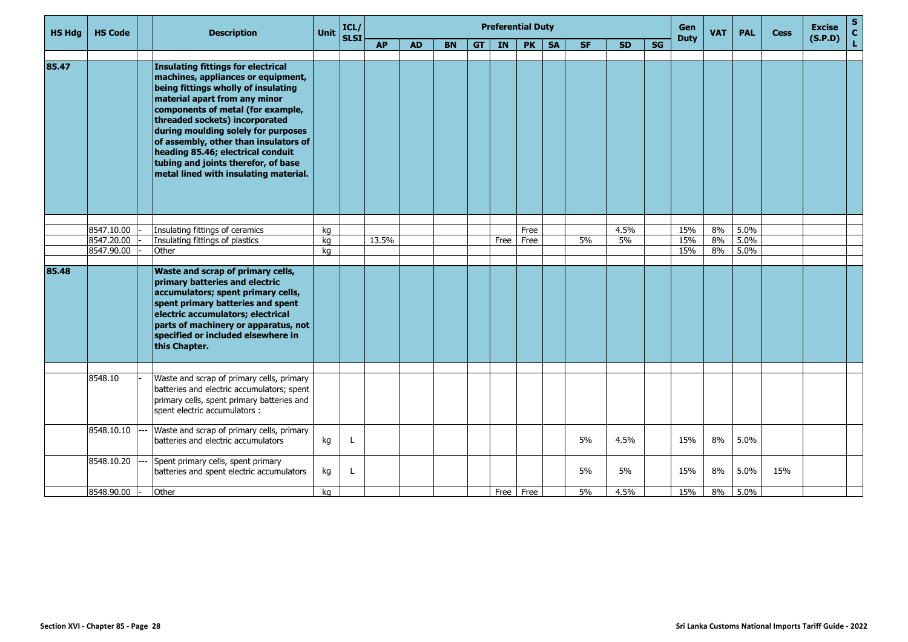| HS Hdg | HS Code | | Description | Unit | ICL/ SLSI | Preferential Duty | | | | | | | | | | Gen Duty | VAT | PAL | Cess | Excise (S.P.D) | S C L |
|---|---|---|---|---|---|---|---|---|---|---|---|---|---|---|---|---|---|---|---|---|---|
| | | | | | | AP | AD | BN | GT | IN | PK | SA | SF | SD | SG | | | | | | |
| 85.47 | | | **Insulating fittings for electrical machines, appliances or equipment, being fittings wholly of insulating material apart from any minor components of metal (for example, threaded sockets) incorporated during moulding solely for purposes of assembly, other than insulators of heading 85.46; electrical conduit tubing and joints therefor, of base metal lined with insulating material.** | | | | | | | | | | | | | | | | | | |
| | 8547.10.00 | - | Insulating fittings of ceramics | kg | | | | | | | Free | | | 4.5% | | 15% | 8% | 5.0% | | | |
| | 8547.20.00 | - | Insulating fittings of plastics | kg | | 13.5% | | | | Free | Free | | 5% | 5% | | 15% | 8% | 5.0% | | | |
| | 8547.90.00 | - | Other | kg | | | | | | | | | | | | 15% | 8% | 5.0% | | | |
| 85.48 | | | **Waste and scrap of primary cells, primary batteries and electric accumulators; spent primary cells, spent primary batteries and spent electric accumulators; electrical parts of machinery or apparatus, not specified or included elsewhere in this Chapter.** | | | | | | | | | | | | | | | | | | |
| | 8548.10 | - | Waste and scrap of primary cells, primary batteries and electric accumulators; spent primary cells, spent primary batteries and spent electric accumulators : | | | | | | | | | | | | | | | | | | |
| | 8548.10.10 | --- | Waste and scrap of primary cells, primary batteries and electric accumulators | kg | L | | | | | | | | 5% | 4.5% | | 15% | 8% | 5.0% | | | |
| | 8548.10.20 | --- | Spent primary cells, spent primary batteries and spent electric accumulators | kg | L | | | | | | | | 5% | 5% | | 15% | 8% | 5.0% | 15% | | |
| | 8548.90.00 | - | Other | kg | | | | | | Free | Free | | 5% | 4.5% | | 15% | 8% | 5.0% | | | |